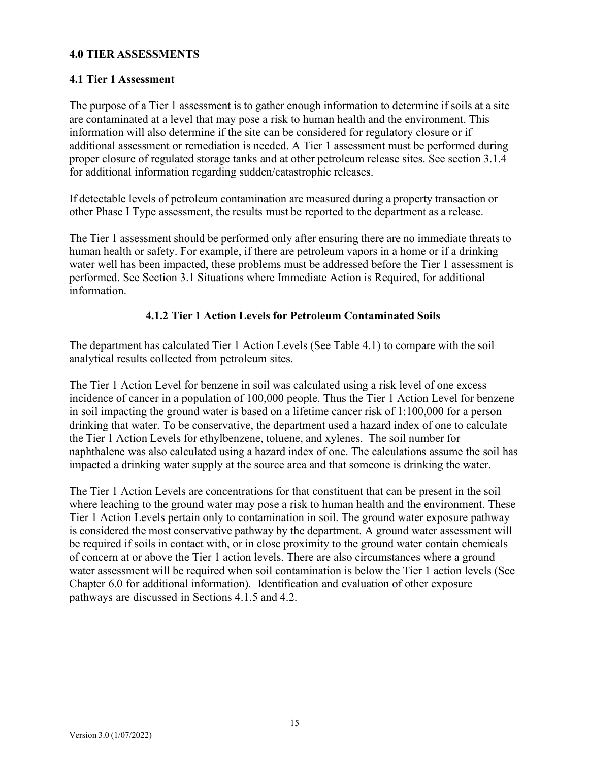# 4.0 TIER ASSESSMENTS

## 4.1 Tier 1 Assessment

The purpose of a Tier 1 assessment is to gather enough information to determine if soils at a site are contaminated at a level that may pose a risk to human health and the environment. This information will also determine if the site can be considered for regulatory closure or if additional assessment or remediation is needed. A Tier 1 assessment must be performed during proper closure of regulated storage tanks and at other petroleum release sites. See section 3.1.4 for additional information regarding sudden/catastrophic releases.

If detectable levels of petroleum contamination are measured during a property transaction or other Phase I Type assessment, the results must be reported to the department as a release.

The Tier 1 assessment should be performed only after ensuring there are no immediate threats to human health or safety. For example, if there are petroleum vapors in a home or if a drinking water well has been impacted, these problems must be addressed before the Tier 1 assessment is performed. See Section 3.1 Situations where Immediate Action is Required, for additional information.

### 4.1.2 Tier 1 Action Levels for Petroleum Contaminated Soils

The department has calculated Tier 1 Action Levels (See Table 4.1) to compare with the soil analytical results collected from petroleum sites.

The Tier 1 Action Level for benzene in soil was calculated using a risk level of one excess incidence of cancer in a population of 100,000 people. Thus the Tier 1 Action Level for benzene in soil impacting the ground water is based on a lifetime cancer risk of 1:100,000 for a person drinking that water. To be conservative, the department used a hazard index of one to calculate the Tier 1 Action Levels for ethylbenzene, toluene, and xylenes. The soil number for naphthalene was also calculated using a hazard index of one. The calculations assume the soil has impacted a drinking water supply at the source area and that someone is drinking the water.

The Tier 1 Action Levels are concentrations for that constituent that can be present in the soil where leaching to the ground water may pose a risk to human health and the environment. These Tier 1 Action Levels pertain only to contamination in soil. The ground water exposure pathway is considered the most conservative pathway by the department. A ground water assessment will be required if soils in contact with, or in close proximity to the ground water contain chemicals of concern at or above the Tier 1 action levels. There are also circumstances where a ground water assessment will be required when soil contamination is below the Tier 1 action levels (See Chapter 6.0 for additional information). Identification and evaluation of other exposure pathways are discussed in Sections 4.1.5 and 4.2.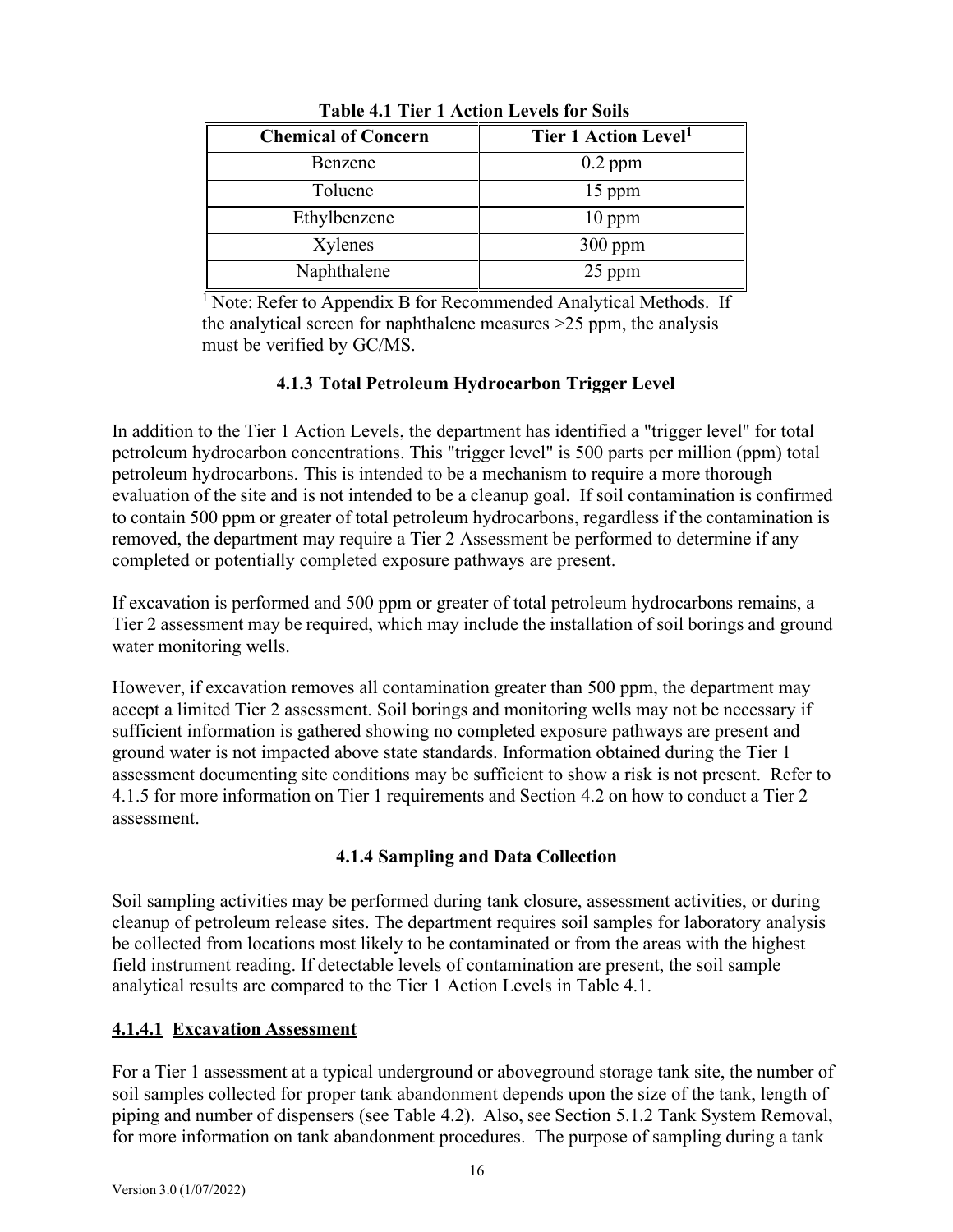**Table 4.1 Tier 1 Action Levels for Soils**

| Chemical of Concern | Tier 1 Action Level[1] |
|---|---|
| Benzene | 0.2 ppm |
| Toluene | 15 ppm |
| Ethylbenzene | 10 ppm |
| Xylenes | 300 ppm |
| Naphthalene | 25 ppm |

[1] Note: Refer to Appendix B for Recommended Analytical Methods. If the analytical screen for naphthalene measures >25 ppm, the analysis must be verified by GC/MS.

### 4.1.3 Total Petroleum Hydrocarbon Trigger Level

In addition to the Tier 1 Action Levels, the department has identified a "trigger level" for total petroleum hydrocarbon concentrations. This "trigger level" is 500 parts per million (ppm) total petroleum hydrocarbons. This is intended to be a mechanism to require a more thorough evaluation of the site and is not intended to be a cleanup goal. If soil contamination is confirmed to contain 500 ppm or greater of total petroleum hydrocarbons, regardless if the contamination is removed, the department may require a Tier 2 Assessment be performed to determine if any completed or potentially completed exposure pathways are present.

If excavation is performed and 500 ppm or greater of total petroleum hydrocarbons remains, a Tier 2 assessment may be required, which may include the installation of soil borings and ground water monitoring wells.

However, if excavation removes all contamination greater than 500 ppm, the department may accept a limited Tier 2 assessment. Soil borings and monitoring wells may not be necessary if sufficient information is gathered showing no completed exposure pathways are present and ground water is not impacted above state standards. Information obtained during the Tier 1 assessment documenting site conditions may be sufficient to show a risk is not present. Refer to 4.1.5 for more information on Tier 1 requirements and Section 4.2 on how to conduct a Tier 2 assessment.

### 4.1.4 Sampling and Data Collection

Soil sampling activities may be performed during tank closure, assessment activities, or during cleanup of petroleum release sites. The department requires soil samples for laboratory analysis be collected from locations most likely to be contaminated or from the areas with the highest field instrument reading. If detectable levels of contamination are present, the soil sample analytical results are compared to the Tier 1 Action Levels in Table 4.1.

#### 4.1.4.1 Excavation Assessment

For a Tier 1 assessment at a typical underground or aboveground storage tank site, the number of soil samples collected for proper tank abandonment depends upon the size of the tank, length of piping and number of dispensers (see Table 4.2). Also, see Section 5.1.2 Tank System Removal, for more information on tank abandonment procedures. The purpose of sampling during a tank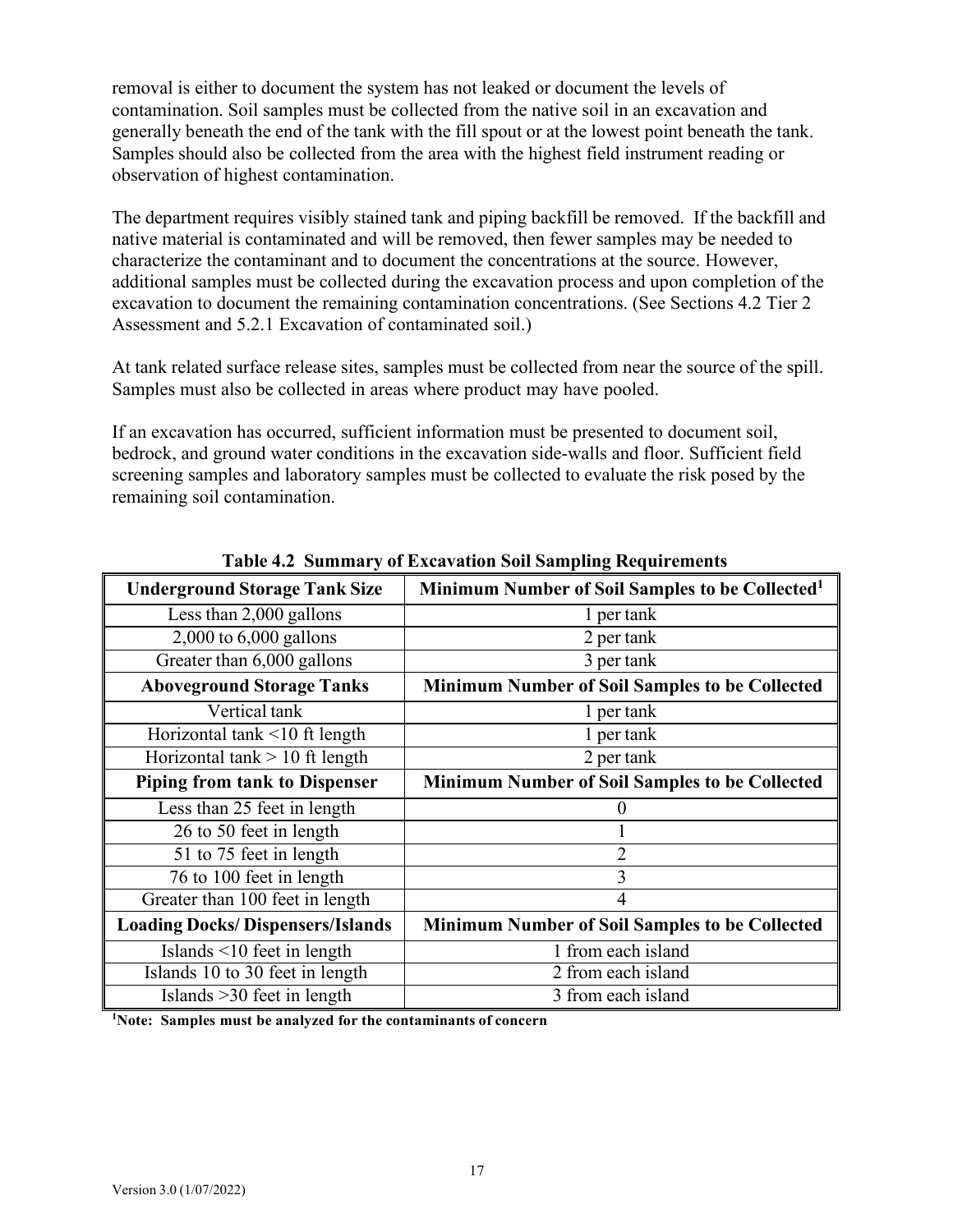removal is either to document the system has not leaked or document the levels of contamination. Soil samples must be collected from the native soil in an excavation and generally beneath the end of the tank with the fill spout or at the lowest point beneath the tank. Samples should also be collected from the area with the highest field instrument reading or observation of highest contamination.

The department requires visibly stained tank and piping backfill be removed. If the backfill and native material is contaminated and will be removed, then fewer samples may be needed to characterize the contaminant and to document the concentrations at the source. However, additional samples must be collected during the excavation process and upon completion of the excavation to document the remaining contamination concentrations. (See Sections 4.2 Tier 2 Assessment and 5.2.1 Excavation of contaminated soil.)

At tank related surface release sites, samples must be collected from near the source of the spill. Samples must also be collected in areas where product may have pooled.

If an excavation has occurred, sufficient information must be presented to document soil, bedrock, and ground water conditions in the excavation side-walls and floor. Sufficient field screening samples and laboratory samples must be collected to evaluate the risk posed by the remaining soil contamination.

**Table 4.2 Summary of Excavation Soil Sampling Requirements**

| **Underground Storage Tank Size** | **Minimum Number of Soil Samples to be Collected[1]** |
|---|---|
| Less than 2,000 gallons | 1 per tank |
| 2,000 to 6,000 gallons | 2 per tank |
| Greater than 6,000 gallons | 3 per tank |
| **Aboveground Storage Tanks** | **Minimum Number of Soil Samples to be Collected** |
| Vertical tank | 1 per tank |
| Horizontal tank <10 ft length | 1 per tank |
| Horizontal tank > 10 ft length | 2 per tank |
| **Piping from tank to Dispenser** | **Minimum Number of Soil Samples to be Collected** |
| Less than 25 feet in length | 0 |
| 26 to 50 feet in length | 1 |
| 51 to 75 feet in length | 2 |
| 76 to 100 feet in length | 3 |
| Greater than 100 feet in length | 4 |
| **Loading Docks/ Dispensers/Islands** | **Minimum Number of Soil Samples to be Collected** |
| Islands <10 feet in length | 1 from each island |
| Islands 10 to 30 feet in length | 2 from each island |
| Islands >30 feet in length | 3 from each island |

**[1]Note: Samples must be analyzed for the contaminants of concern**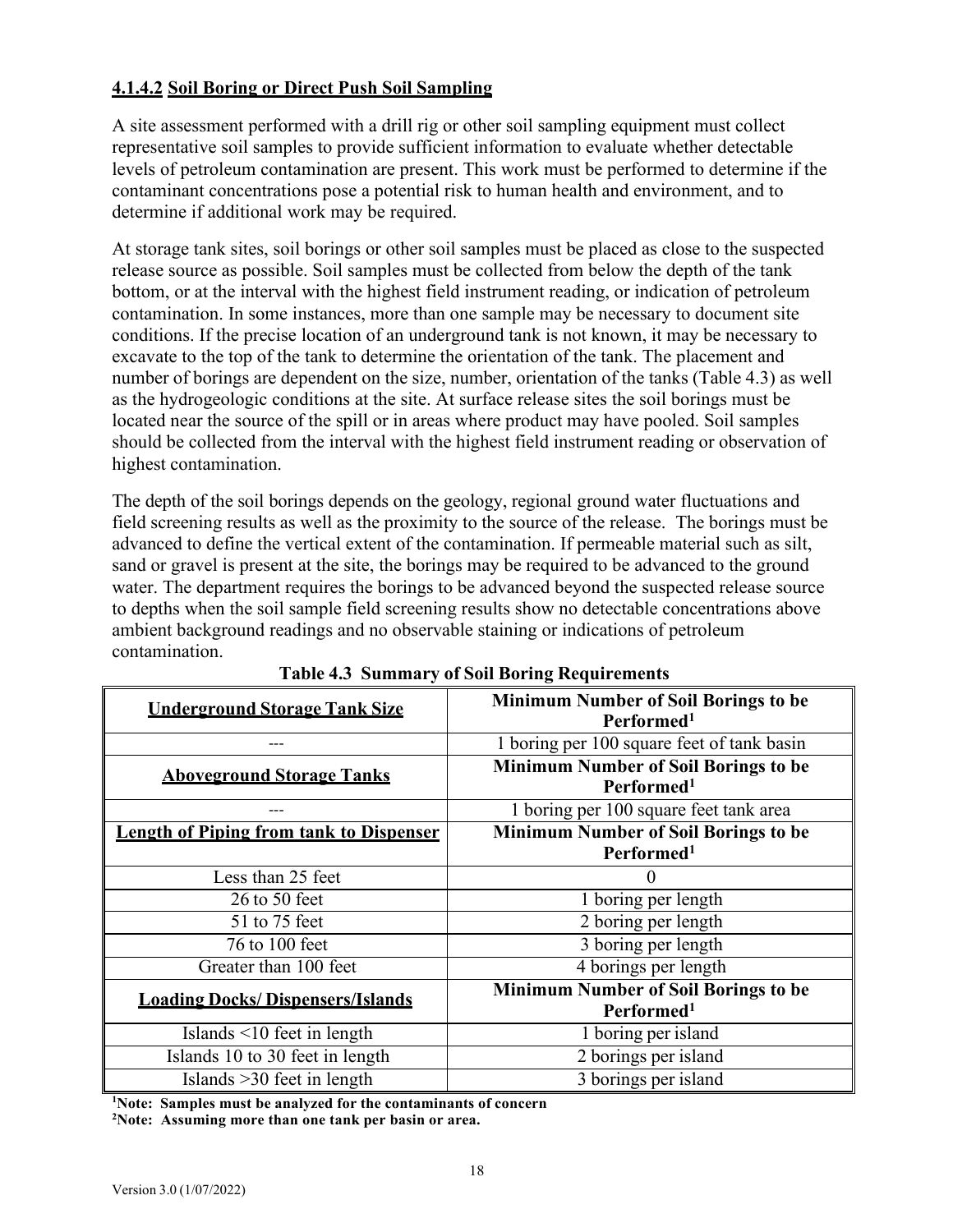#### **4.1.4.2 Soil Boring or Direct Push Soil Sampling**

A site assessment performed with a drill rig or other soil sampling equipment must collect representative soil samples to provide sufficient information to evaluate whether detectable levels of petroleum contamination are present. This work must be performed to determine if the contaminant concentrations pose a potential risk to human health and environment, and to determine if additional work may be required.

At storage tank sites, soil borings or other soil samples must be placed as close to the suspected release source as possible. Soil samples must be collected from below the depth of the tank bottom, or at the interval with the highest field instrument reading, or indication of petroleum contamination. In some instances, more than one sample may be necessary to document site conditions. If the precise location of an underground tank is not known, it may be necessary to excavate to the top of the tank to determine the orientation of the tank. The placement and number of borings are dependent on the size, number, orientation of the tanks (Table 4.3) as well as the hydrogeologic conditions at the site. At surface release sites the soil borings must be located near the source of the spill or in areas where product may have pooled. Soil samples should be collected from the interval with the highest field instrument reading or observation of highest contamination.

The depth of the soil borings depends on the geology, regional ground water fluctuations and field screening results as well as the proximity to the source of the release. The borings must be advanced to define the vertical extent of the contamination. If permeable material such as silt, sand or gravel is present at the site, the borings may be required to be advanced to the ground water. The department requires the borings to be advanced beyond the suspected release source to depths when the soil sample field screening results show no detectable concentrations above ambient background readings and no observable staining or indications of petroleum contamination.

**Table 4.3 Summary of Soil Boring Requirements**

| **Underground Storage Tank Size** | **Minimum Number of Soil Borings to be Performed[1]** |
|---|---|
| --- | 1 boring per 100 square feet of tank basin |
| **Aboveground Storage Tanks** | **Minimum Number of Soil Borings to be Performed[1]** |
| --- | 1 boring per 100 square feet tank area |
| **Length of Piping from tank to Dispenser** | **Minimum Number of Soil Borings to be Performed[1]** |
| Less than 25 feet | 0 |
| 26 to 50 feet | 1 boring per length |
| 51 to 75 feet | 2 boring per length |
| 76 to 100 feet | 3 boring per length |
| Greater than 100 feet | 4 borings per length |
| **Loading Docks/ Dispensers/Islands** | **Minimum Number of Soil Borings to be Performed[1]** |
| Islands <10 feet in length | 1 boring per island |
| Islands 10 to 30 feet in length | 2 borings per island |
| Islands >30 feet in length | 3 borings per island |

**[1]Note: Samples must be analyzed for the contaminants of concern**
**[2]Note: Assuming more than one tank per basin or area.**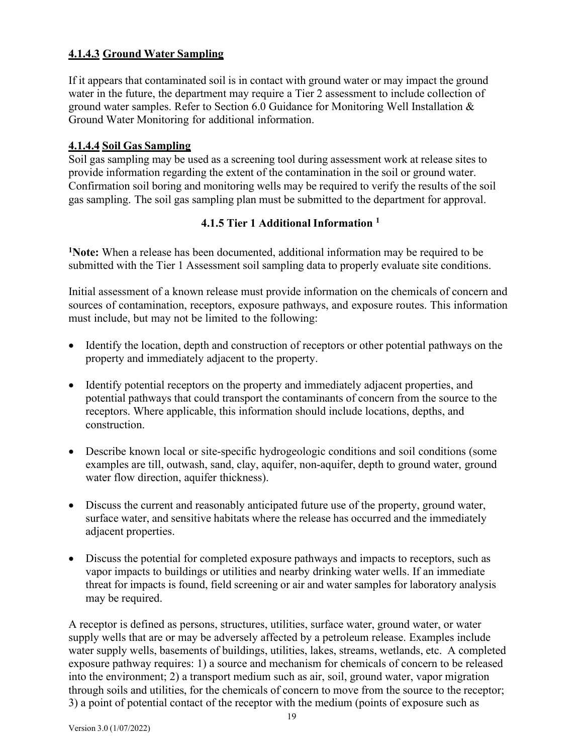#### 4.1.4.3 Ground Water Sampling

If it appears that contaminated soil is in contact with ground water or may impact the ground water in the future, the department may require a Tier 2 assessment to include collection of ground water samples. Refer to Section 6.0 Guidance for Monitoring Well Installation & Ground Water Monitoring for additional information.

#### 4.1.4.4 Soil Gas Sampling

Soil gas sampling may be used as a screening tool during assessment work at release sites to provide information regarding the extent of the contamination in the soil or ground water. Confirmation soil boring and monitoring wells may be required to verify the results of the soil gas sampling. The soil gas sampling plan must be submitted to the department for approval.

### 4.1.5 Tier 1 Additional Information [1]

[1]**Note:** When a release has been documented, additional information may be required to be submitted with the Tier 1 Assessment soil sampling data to properly evaluate site conditions.

Initial assessment of a known release must provide information on the chemicals of concern and sources of contamination, receptors, exposure pathways, and exposure routes. This information must include, but may not be limited to the following:

- Identify the location, depth and construction of receptors or other potential pathways on the property and immediately adjacent to the property.
- Identify potential receptors on the property and immediately adjacent properties, and potential pathways that could transport the contaminants of concern from the source to the receptors. Where applicable, this information should include locations, depths, and construction.
- Describe known local or site-specific hydrogeologic conditions and soil conditions (some examples are till, outwash, sand, clay, aquifer, non-aquifer, depth to ground water, ground water flow direction, aquifer thickness).
- Discuss the current and reasonably anticipated future use of the property, ground water, surface water, and sensitive habitats where the release has occurred and the immediately adjacent properties.
- Discuss the potential for completed exposure pathways and impacts to receptors, such as vapor impacts to buildings or utilities and nearby drinking water wells. If an immediate threat for impacts is found, field screening or air and water samples for laboratory analysis may be required.

A receptor is defined as persons, structures, utilities, surface water, ground water, or water supply wells that are or may be adversely affected by a petroleum release. Examples include water supply wells, basements of buildings, utilities, lakes, streams, wetlands, etc. A completed exposure pathway requires: 1) a source and mechanism for chemicals of concern to be released into the environment; 2) a transport medium such as air, soil, ground water, vapor migration through soils and utilities, for the chemicals of concern to move from the source to the receptor; 3) a point of potential contact of the receptor with the medium (points of exposure such as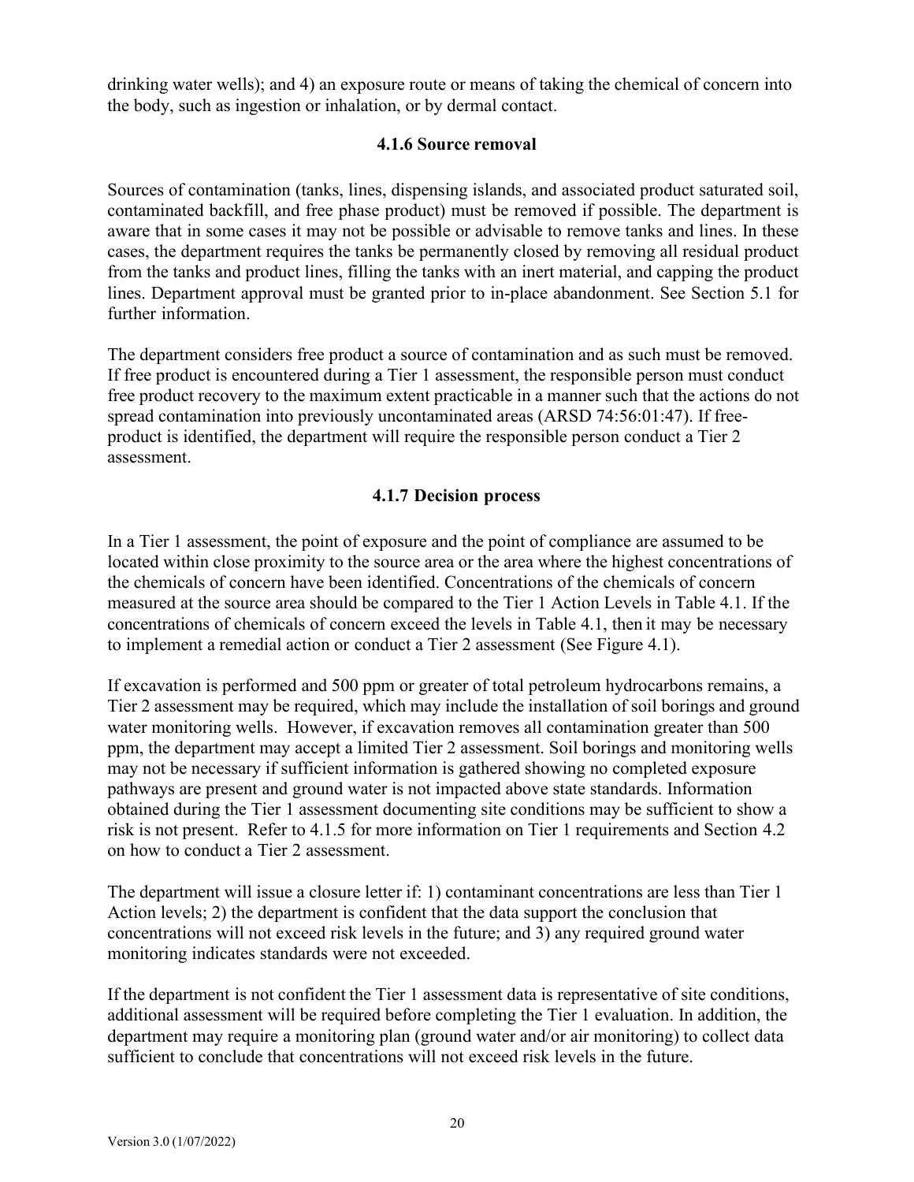drinking water wells); and 4) an exposure route or means of taking the chemical of concern into the body, such as ingestion or inhalation, or by dermal contact.

### 4.1.6 Source removal

Sources of contamination (tanks, lines, dispensing islands, and associated product saturated soil, contaminated backfill, and free phase product) must be removed if possible. The department is aware that in some cases it may not be possible or advisable to remove tanks and lines. In these cases, the department requires the tanks be permanently closed by removing all residual product from the tanks and product lines, filling the tanks with an inert material, and capping the product lines. Department approval must be granted prior to in-place abandonment. See Section 5.1 for further information.

The department considers free product a source of contamination and as such must be removed. If free product is encountered during a Tier 1 assessment, the responsible person must conduct free product recovery to the maximum extent practicable in a manner such that the actions do not spread contamination into previously uncontaminated areas (ARSD 74:56:01:47). If free-product is identified, the department will require the responsible person conduct a Tier 2 assessment.

### 4.1.7 Decision process

In a Tier 1 assessment, the point of exposure and the point of compliance are assumed to be located within close proximity to the source area or the area where the highest concentrations of the chemicals of concern have been identified. Concentrations of the chemicals of concern measured at the source area should be compared to the Tier 1 Action Levels in Table 4.1. If the concentrations of chemicals of concern exceed the levels in Table 4.1, then it may be necessary to implement a remedial action or conduct a Tier 2 assessment (See Figure 4.1).

If excavation is performed and 500 ppm or greater of total petroleum hydrocarbons remains, a Tier 2 assessment may be required, which may include the installation of soil borings and ground water monitoring wells. However, if excavation removes all contamination greater than 500 ppm, the department may accept a limited Tier 2 assessment. Soil borings and monitoring wells may not be necessary if sufficient information is gathered showing no completed exposure pathways are present and ground water is not impacted above state standards. Information obtained during the Tier 1 assessment documenting site conditions may be sufficient to show a risk is not present. Refer to 4.1.5 for more information on Tier 1 requirements and Section 4.2 on how to conduct a Tier 2 assessment.

The department will issue a closure letter if: 1) contaminant concentrations are less than Tier 1 Action levels; 2) the department is confident that the data support the conclusion that concentrations will not exceed risk levels in the future; and 3) any required ground water monitoring indicates standards were not exceeded.

If the department is not confident the Tier 1 assessment data is representative of site conditions, additional assessment will be required before completing the Tier 1 evaluation. In addition, the department may require a monitoring plan (ground water and/or air monitoring) to collect data sufficient to conclude that concentrations will not exceed risk levels in the future.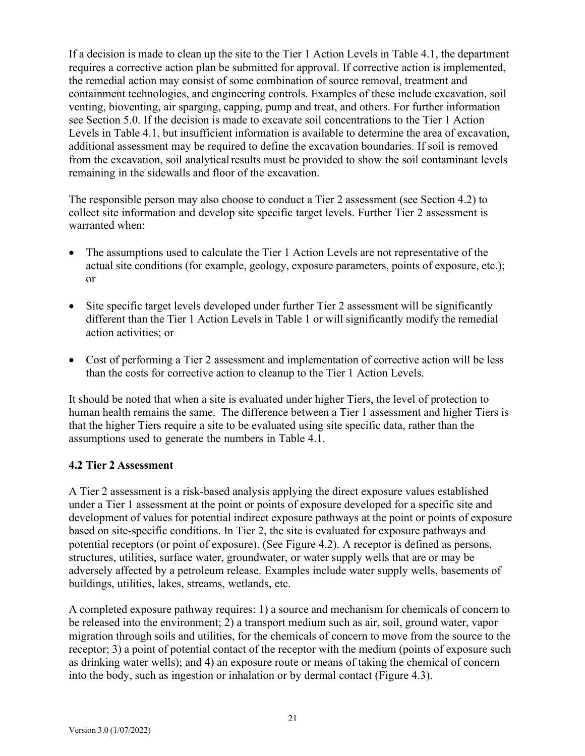If a decision is made to clean up the site to the Tier 1 Action Levels in Table 4.1, the department requires a corrective action plan be submitted for approval. If corrective action is implemented, the remedial action may consist of some combination of source removal, treatment and containment technologies, and engineering controls. Examples of these include excavation, soil venting, bioventing, air sparging, capping, pump and treat, and others. For further information see Section 5.0. If the decision is made to excavate soil concentrations to the Tier 1 Action Levels in Table 4.1, but insufficient information is available to determine the area of excavation, additional assessment may be required to define the excavation boundaries. If soil is removed from the excavation, soil analytical results must be provided to show the soil contaminant levels remaining in the sidewalls and floor of the excavation.

The responsible person may also choose to conduct a Tier 2 assessment (see Section 4.2) to collect site information and develop site specific target levels. Further Tier 2 assessment is warranted when:

- The assumptions used to calculate the Tier 1 Action Levels are not representative of the actual site conditions (for example, geology, exposure parameters, points of exposure, etc.); or
- Site specific target levels developed under further Tier 2 assessment will be significantly different than the Tier 1 Action Levels in Table 1 or will significantly modify the remedial action activities; or
- Cost of performing a Tier 2 assessment and implementation of corrective action will be less than the costs for corrective action to cleanup to the Tier 1 Action Levels.

It should be noted that when a site is evaluated under higher Tiers, the level of protection to human health remains the same. The difference between a Tier 1 assessment and higher Tiers is that the higher Tiers require a site to be evaluated using site specific data, rather than the assumptions used to generate the numbers in Table 4.1.

### 4.2 Tier 2 Assessment

A Tier 2 assessment is a risk-based analysis applying the direct exposure values established under a Tier 1 assessment at the point or points of exposure developed for a specific site and development of values for potential indirect exposure pathways at the point or points of exposure based on site-specific conditions. In Tier 2, the site is evaluated for exposure pathways and potential receptors (or point of exposure). (See Figure 4.2). A receptor is defined as persons, structures, utilities, surface water, groundwater, or water supply wells that are or may be adversely affected by a petroleum release. Examples include water supply wells, basements of buildings, utilities, lakes, streams, wetlands, etc.

A completed exposure pathway requires: 1) a source and mechanism for chemicals of concern to be released into the environment; 2) a transport medium such as air, soil, ground water, vapor migration through soils and utilities, for the chemicals of concern to move from the source to the receptor; 3) a point of potential contact of the receptor with the medium (points of exposure such as drinking water wells); and 4) an exposure route or means of taking the chemical of concern into the body, such as ingestion or inhalation or by dermal contact (Figure 4.3).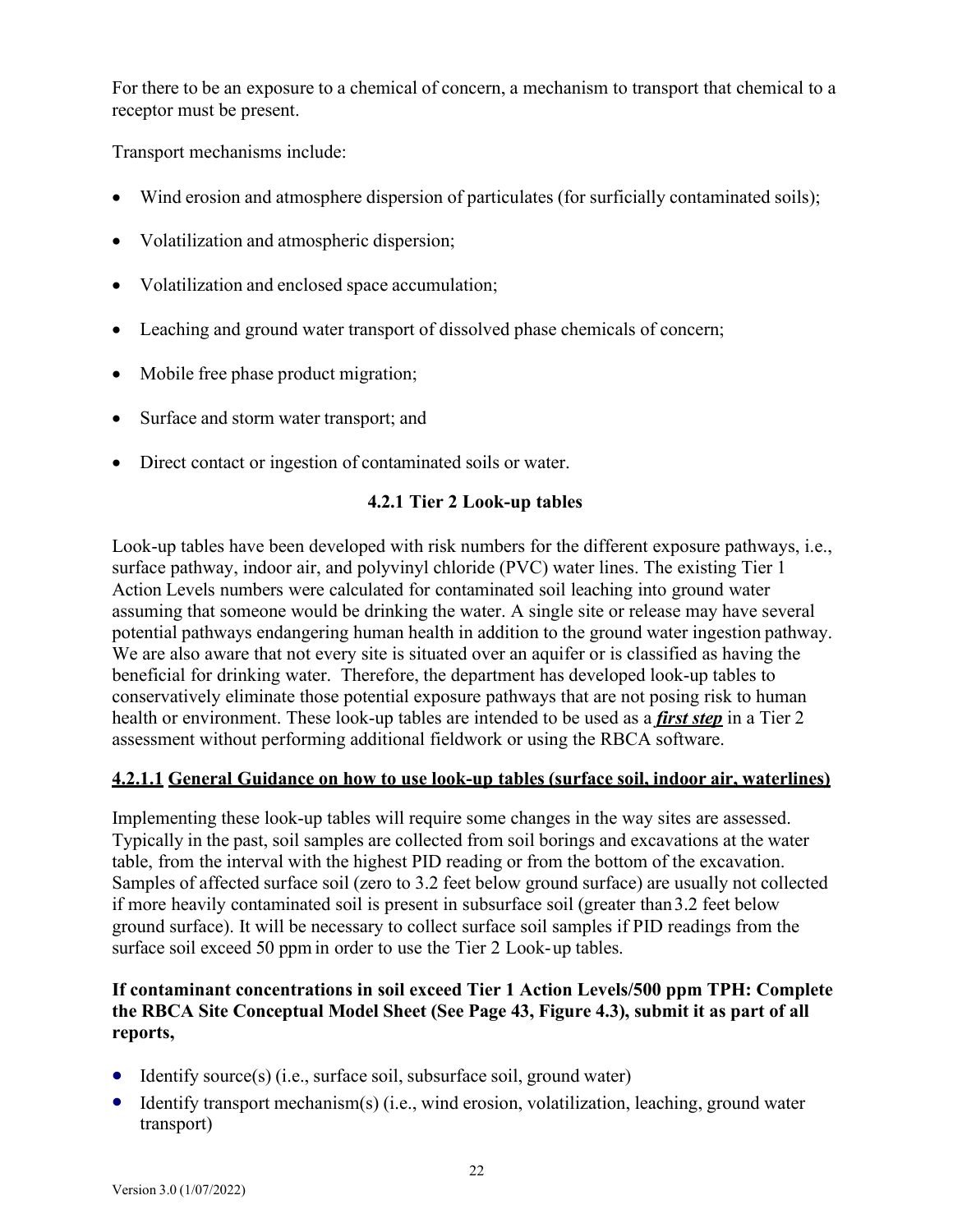For there to be an exposure to a chemical of concern, a mechanism to transport that chemical to a receptor must be present.

Transport mechanisms include:

- Wind erosion and atmosphere dispersion of particulates (for surficially contaminated soils);
- Volatilization and atmospheric dispersion;
- Volatilization and enclosed space accumulation;
- Leaching and ground water transport of dissolved phase chemicals of concern;
- Mobile free phase product migration;
- Surface and storm water transport; and
- Direct contact or ingestion of contaminated soils or water.

### 4.2.1 Tier 2 Look-up tables

Look-up tables have been developed with risk numbers for the different exposure pathways, i.e., surface pathway, indoor air, and polyvinyl chloride (PVC) water lines. The existing Tier 1 Action Levels numbers were calculated for contaminated soil leaching into ground water assuming that someone would be drinking the water. A single site or release may have several potential pathways endangering human health in addition to the ground water ingestion pathway. We are also aware that not every site is situated over an aquifer or is classified as having the beneficial for drinking water. Therefore, the department has developed look-up tables to conservatively eliminate those potential exposure pathways that are not posing risk to human health or environment. These look-up tables are intended to be used as a ***first step*** in a Tier 2 assessment without performing additional fieldwork or using the RBCA software.

#### 4.2.1.1 General Guidance on how to use look-up tables (surface soil, indoor air, waterlines)

Implementing these look-up tables will require some changes in the way sites are assessed. Typically in the past, soil samples are collected from soil borings and excavations at the water table, from the interval with the highest PID reading or from the bottom of the excavation. Samples of affected surface soil (zero to 3.2 feet below ground surface) are usually not collected if more heavily contaminated soil is present in subsurface soil (greater than 3.2 feet below ground surface). It will be necessary to collect surface soil samples if PID readings from the surface soil exceed 50 ppm in order to use the Tier 2 Look-up tables.

**If contaminant concentrations in soil exceed Tier 1 Action Levels/500 ppm TPH: Complete the RBCA Site Conceptual Model Sheet (See Page 43, Figure 4.3), submit it as part of all reports,**

- Identify source(s) (i.e., surface soil, subsurface soil, ground water)
- Identify transport mechanism(s) (i.e., wind erosion, volatilization, leaching, ground water transport)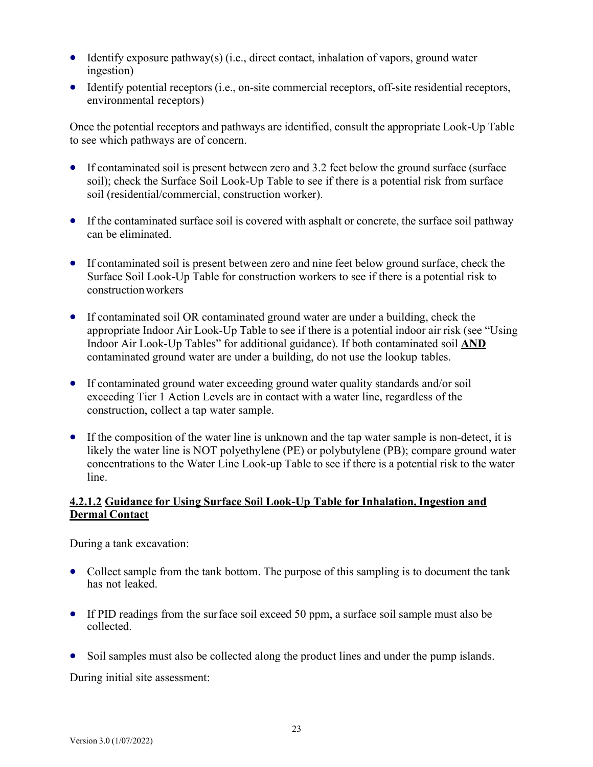- Identify exposure pathway(s) (i.e., direct contact, inhalation of vapors, ground water ingestion)
- Identify potential receptors (i.e., on-site commercial receptors, off-site residential receptors, environmental receptors)

Once the potential receptors and pathways are identified, consult the appropriate Look-Up Table to see which pathways are of concern.

- If contaminated soil is present between zero and 3.2 feet below the ground surface (surface soil); check the Surface Soil Look-Up Table to see if there is a potential risk from surface soil (residential/commercial, construction worker).

- If the contaminated surface soil is covered with asphalt or concrete, the surface soil pathway can be eliminated.

- If contaminated soil is present between zero and nine feet below ground surface, check the Surface Soil Look-Up Table for construction workers to see if there is a potential risk to construction workers

- If contaminated soil OR contaminated ground water are under a building, check the appropriate Indoor Air Look-Up Table to see if there is a potential indoor air risk (see "Using Indoor Air Look-Up Tables" for additional guidance). If both contaminated soil **<u>AND</u>** contaminated ground water are under a building, do not use the lookup tables.

- If contaminated ground water exceeding ground water quality standards and/or soil exceeding Tier 1 Action Levels are in contact with a water line, regardless of the construction, collect a tap water sample.

- If the composition of the water line is unknown and the tap water sample is non-detect, it is likely the water line is NOT polyethylene (PE) or polybutylene (PB); compare ground water concentrations to the Water Line Look-up Table to see if there is a potential risk to the water line.

#### **<u>4.2.1.2 Guidance for Using Surface Soil Look-Up Table for Inhalation, Ingestion and Dermal Contact</u>**

During a tank excavation:

- Collect sample from the tank bottom. The purpose of this sampling is to document the tank has not leaked.

- If PID readings from the surface soil exceed 50 ppm, a surface soil sample must also be collected.

- Soil samples must also be collected along the product lines and under the pump islands.

During initial site assessment: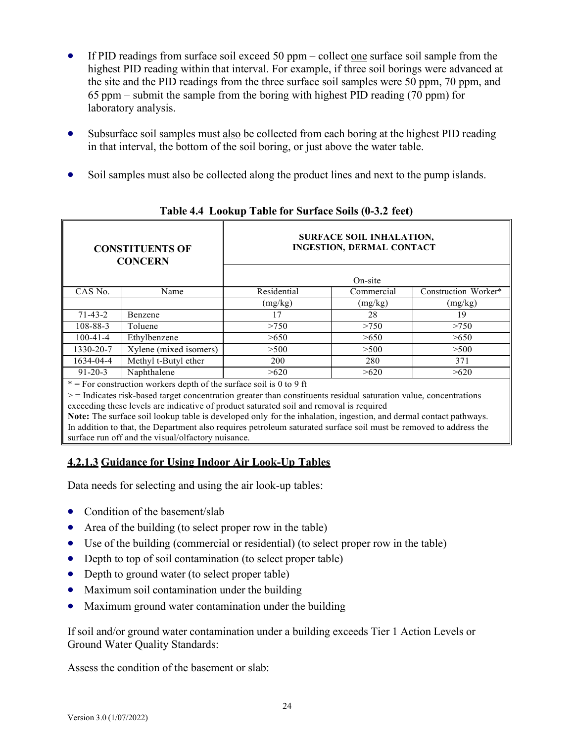- If PID readings from surface soil exceed 50 ppm – collect one surface soil sample from the highest PID reading within that interval. For example, if three soil borings were advanced at the site and the PID readings from the three surface soil samples were 50 ppm, 70 ppm, and 65 ppm – submit the sample from the boring with highest PID reading (70 ppm) for laboratory analysis.

- Subsurface soil samples must also be collected from each boring at the highest PID reading in that interval, the bottom of the soil boring, or just above the water table.

- Soil samples must also be collected along the product lines and next to the pump islands.

**Table 4.4 Lookup Table for Surface Soils (0-3.2 feet)**

| CONSTITUENTS OF CONCERN | | SURFACE SOIL INHALATION, INGESTION, DERMAL CONTACT | | |
|---|---|---|---|---|
| | | On-site | | |
| CAS No. | Name | Residential | Commercial | Construction Worker* |
| | | (mg/kg) | (mg/kg) | (mg/kg) |
| 71-43-2 | Benzene | 17 | 28 | 19 |
| 108-88-3 | Toluene | >750 | >750 | >750 |
| 100-41-4 | Ethylbenzene | >650 | >650 | >650 |
| 1330-20-7 | Xylene (mixed isomers) | >500 | >500 | >500 |
| 1634-04-4 | Methyl t-Butyl ether | 200 | 280 | 371 |
| 91-20-3 | Naphthalene | >620 | >620 | >620 |

* = For construction workers depth of the surface soil is 0 to 9 ft

> = Indicates risk-based target concentration greater than constituents residual saturation value, concentrations exceeding these levels are indicative of product saturated soil and removal is required

**Note:** The surface soil lookup table is developed only for the inhalation, ingestion, and dermal contact pathways. In addition to that, the Department also requires petroleum saturated surface soil must be removed to address the surface run off and the visual/olfactory nuisance.

### 4.2.1.3 Guidance for Using Indoor Air Look-Up Tables

Data needs for selecting and using the air look-up tables:

- Condition of the basement/slab
- Area of the building (to select proper row in the table)
- Use of the building (commercial or residential) (to select proper row in the table)
- Depth to top of soil contamination (to select proper table)
- Depth to ground water (to select proper table)
- Maximum soil contamination under the building
- Maximum ground water contamination under the building

If soil and/or ground water contamination under a building exceeds Tier 1 Action Levels or Ground Water Quality Standards:

Assess the condition of the basement or slab: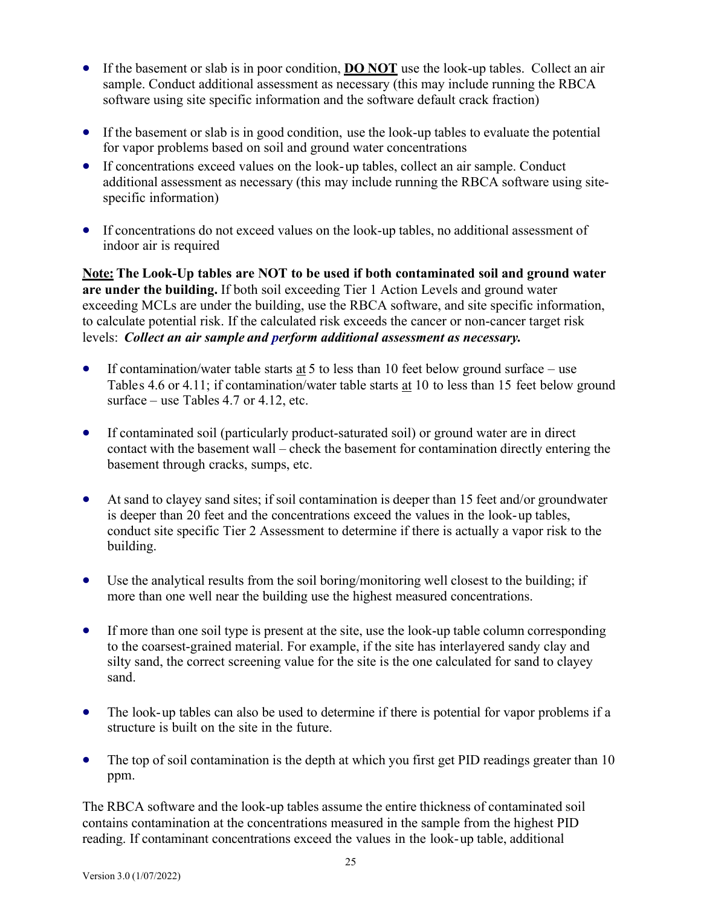- If the basement or slab is in poor condition, **<u>DO NOT</u>** use the look-up tables. Collect an air sample. Conduct additional assessment as necessary (this may include running the RBCA software using site specific information and the software default crack fraction)

- If the basement or slab is in good condition, use the look-up tables to evaluate the potential for vapor problems based on soil and ground water concentrations
- If concentrations exceed values on the look-up tables, collect an air sample. Conduct additional assessment as necessary (this may include running the RBCA software using site-specific information)

- If concentrations do not exceed values on the look-up tables, no additional assessment of indoor air is required

**<u>Note:</u> The Look-Up tables are NOT to be used if both contaminated soil and ground water are under the building.** If both soil exceeding Tier 1 Action Levels and ground water exceeding MCLs are under the building, use the RBCA software, and site specific information, to calculate potential risk. If the calculated risk exceeds the cancer or non-cancer target risk levels: ***Collect an air sample and perform additional assessment as necessary.***

- If contamination/water table starts <u>at</u> 5 to less than 10 feet below ground surface – use Tables 4.6 or 4.11; if contamination/water table starts <u>at</u> 10 to less than 15 feet below ground surface – use Tables 4.7 or 4.12, etc.

- If contaminated soil (particularly product-saturated soil) or ground water are in direct contact with the basement wall – check the basement for contamination directly entering the basement through cracks, sumps, etc.

- At sand to clayey sand sites; if soil contamination is deeper than 15 feet and/or groundwater is deeper than 20 feet and the concentrations exceed the values in the look-up tables, conduct site specific Tier 2 Assessment to determine if there is actually a vapor risk to the building.

- Use the analytical results from the soil boring/monitoring well closest to the building; if more than one well near the building use the highest measured concentrations.

- If more than one soil type is present at the site, use the look-up table column corresponding to the coarsest-grained material. For example, if the site has interlayered sandy clay and silty sand, the correct screening value for the site is the one calculated for sand to clayey sand.

- The look-up tables can also be used to determine if there is potential for vapor problems if a structure is built on the site in the future.

- The top of soil contamination is the depth at which you first get PID readings greater than 10 ppm.

The RBCA software and the look-up tables assume the entire thickness of contaminated soil contains contamination at the concentrations measured in the sample from the highest PID reading. If contaminant concentrations exceed the values in the look-up table, additional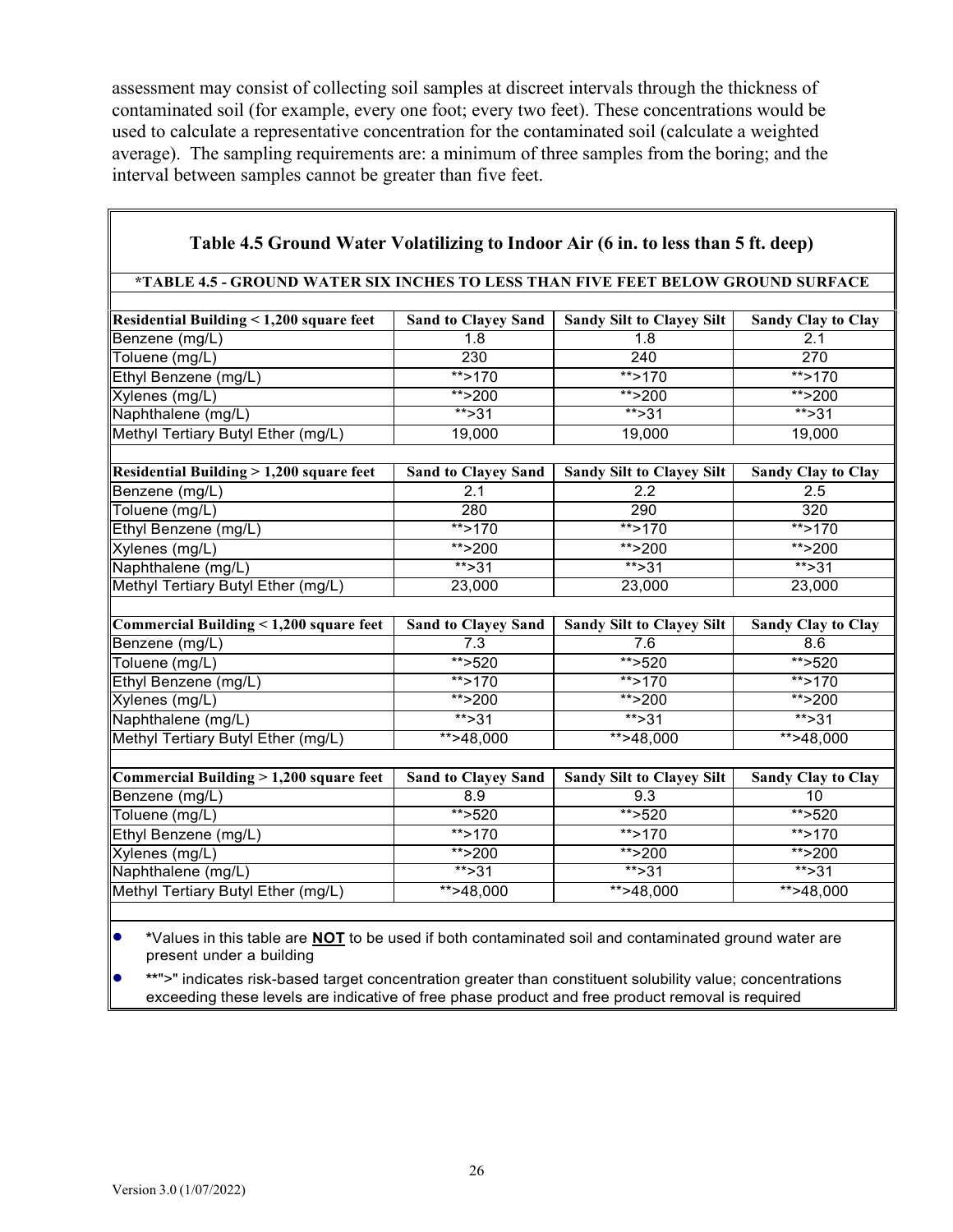assessment may consist of collecting soil samples at discreet intervals through the thickness of contaminated soil (for example, every one foot; every two feet). These concentrations would be used to calculate a representative concentration for the contaminated soil (calculate a weighted average). The sampling requirements are: a minimum of three samples from the boring; and the interval between samples cannot be greater than five feet.

### Table 4.5 Ground Water Volatilizing to Indoor Air (6 in. to less than 5 ft. deep)

**\*TABLE 4.5 - GROUND WATER SIX INCHES TO LESS THAN FIVE FEET BELOW GROUND SURFACE**

| Residential Building < 1,200 square feet | Sand to Clayey Sand | Sandy Silt to Clayey Silt | Sandy Clay to Clay |
|---|---|---|---|
| Benzene (mg/L) | 1.8 | 1.8 | 2.1 |
| Toluene (mg/L) | 230 | 240 | 270 |
| Ethyl Benzene (mg/L) | **>170 | **>170 | **>170 |
| Xylenes (mg/L) | **>200 | **>200 | **>200 |
| Naphthalene (mg/L) | **>31 | **>31 | **>31 |
| Methyl Tertiary Butyl Ether (mg/L) | 19,000 | 19,000 | 19,000 |
| **Residential Building > 1,200 square feet** | **Sand to Clayey Sand** | **Sandy Silt to Clayey Silt** | **Sandy Clay to Clay** |
| Benzene (mg/L) | 2.1 | 2.2 | 2.5 |
| Toluene (mg/L) | 280 | 290 | 320 |
| Ethyl Benzene (mg/L) | **>170 | **>170 | **>170 |
| Xylenes (mg/L) | **>200 | **>200 | **>200 |
| Naphthalene (mg/L) | **>31 | **>31 | **>31 |
| Methyl Tertiary Butyl Ether (mg/L) | 23,000 | 23,000 | 23,000 |
| **Commercial Building < 1,200 square feet** | **Sand to Clayey Sand** | **Sandy Silt to Clayey Silt** | **Sandy Clay to Clay** |
| Benzene (mg/L) | 7.3 | 7.6 | 8.6 |
| Toluene (mg/L) | **>520 | **>520 | **>520 |
| Ethyl Benzene (mg/L) | **>170 | **>170 | **>170 |
| Xylenes (mg/L) | **>200 | **>200 | **>200 |
| Naphthalene (mg/L) | **>31 | **>31 | **>31 |
| Methyl Tertiary Butyl Ether (mg/L) | **>48,000 | **>48,000 | **>48,000 |
| **Commercial Building > 1,200 square feet** | **Sand to Clayey Sand** | **Sandy Silt to Clayey Silt** | **Sandy Clay to Clay** |
| Benzene (mg/L) | 8.9 | 9.3 | 10 |
| Toluene (mg/L) | **>520 | **>520 | **>520 |
| Ethyl Benzene (mg/L) | **>170 | **>170 | **>170 |
| Xylenes (mg/L) | **>200 | **>200 | **>200 |
| Naphthalene (mg/L) | **>31 | **>31 | **>31 |
| Methyl Tertiary Butyl Ether (mg/L) | **>48,000 | **>48,000 | **>48,000 |

- *Values in this table are **NOT** to be used if both contaminated soil and contaminated ground water are present under a building
- **">" indicates risk-based target concentration greater than constituent solubility value; concentrations exceeding these levels are indicative of free phase product and free product removal is required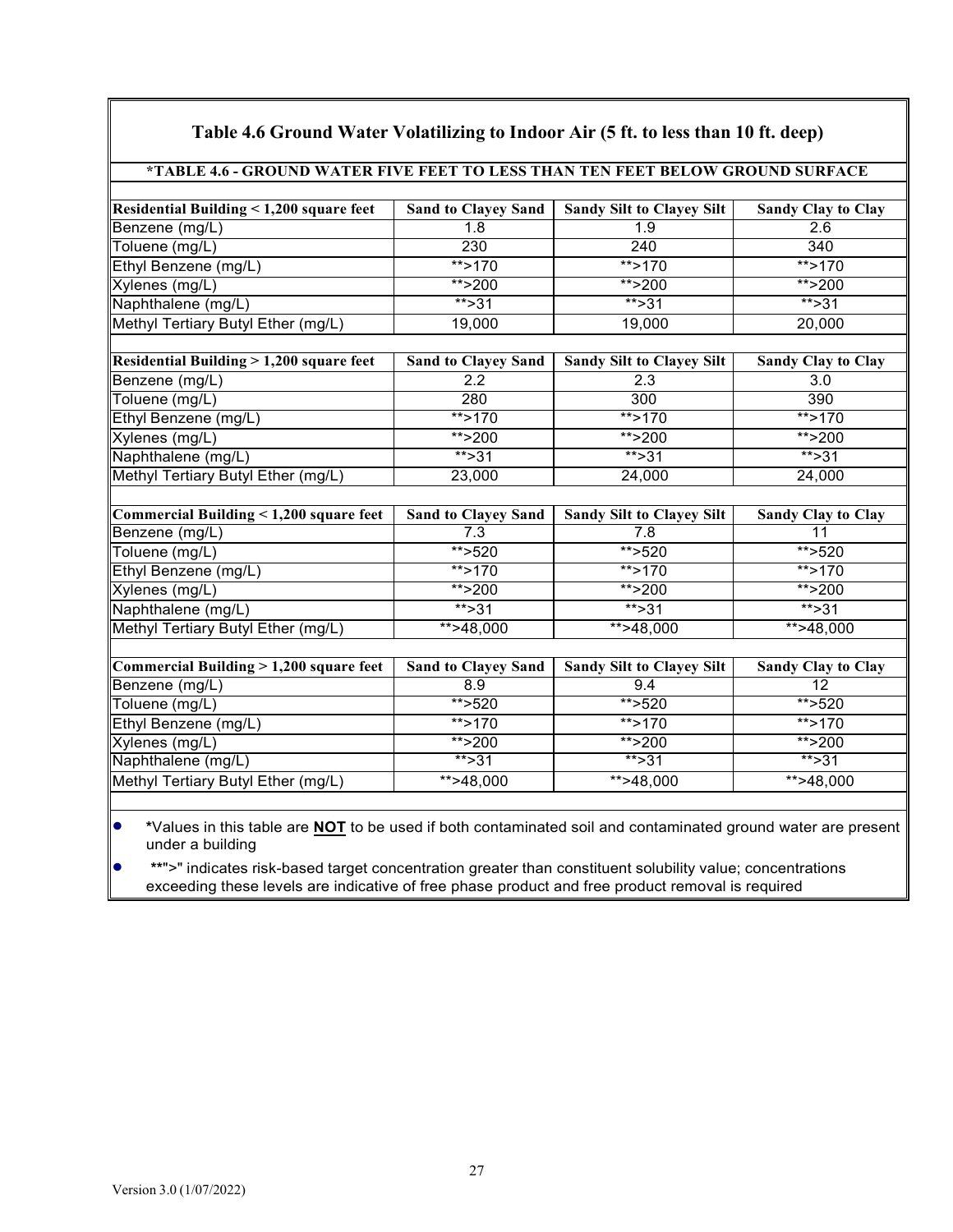## Table 4.6 Ground Water Volatilizing to Indoor Air (5 ft. to less than 10 ft. deep)

**\*TABLE 4.6 - GROUND WATER FIVE FEET TO LESS THAN TEN FEET BELOW GROUND SURFACE**

| Residential Building < 1,200 square feet | Sand to Clayey Sand | Sandy Silt to Clayey Silt | Sandy Clay to Clay |
|---|---|---|---|
| Benzene (mg/L) | 1.8 | 1.9 | 2.6 |
| Toluene (mg/L) | 230 | 240 | 340 |
| Ethyl Benzene (mg/L) | **>170 | **>170 | **>170 |
| Xylenes (mg/L) | **>200 | **>200 | **>200 |
| Naphthalene (mg/L) | **>31 | **>31 | **>31 |
| Methyl Tertiary Butyl Ether (mg/L) | 19,000 | 19,000 | 20,000 |
| **Residential Building > 1,200 square feet** | **Sand to Clayey Sand** | **Sandy Silt to Clayey Silt** | **Sandy Clay to Clay** |
| Benzene (mg/L) | 2.2 | 2.3 | 3.0 |
| Toluene (mg/L) | 280 | 300 | 390 |
| Ethyl Benzene (mg/L) | **>170 | **>170 | **>170 |
| Xylenes (mg/L) | **>200 | **>200 | **>200 |
| Naphthalene (mg/L) | **>31 | **>31 | **>31 |
| Methyl Tertiary Butyl Ether (mg/L) | 23,000 | 24,000 | 24,000 |
| **Commercial Building < 1,200 square feet** | **Sand to Clayey Sand** | **Sandy Silt to Clayey Silt** | **Sandy Clay to Clay** |
| Benzene (mg/L) | 7.3 | 7.8 | 11 |
| Toluene (mg/L) | **>520 | **>520 | **>520 |
| Ethyl Benzene (mg/L) | **>170 | **>170 | **>170 |
| Xylenes (mg/L) | **>200 | **>200 | **>200 |
| Naphthalene (mg/L) | **>31 | **>31 | **>31 |
| Methyl Tertiary Butyl Ether (mg/L) | **>48,000 | **>48,000 | **>48,000 |
| **Commercial Building > 1,200 square feet** | **Sand to Clayey Sand** | **Sandy Silt to Clayey Silt** | **Sandy Clay to Clay** |
| Benzene (mg/L) | 8.9 | 9.4 | 12 |
| Toluene (mg/L) | **>520 | **>520 | **>520 |
| Ethyl Benzene (mg/L) | **>170 | **>170 | **>170 |
| Xylenes (mg/L) | **>200 | **>200 | **>200 |
| Naphthalene (mg/L) | **>31 | **>31 | **>31 |
| Methyl Tertiary Butyl Ether (mg/L) | **>48,000 | **>48,000 | **>48,000 |

- *Values in this table are **NOT** to be used if both contaminated soil and contaminated ground water are present under a building
- **">" indicates risk-based target concentration greater than constituent solubility value; concentrations exceeding these levels are indicative of free phase product and free product removal is required

Version 3.0 (1/07/2022)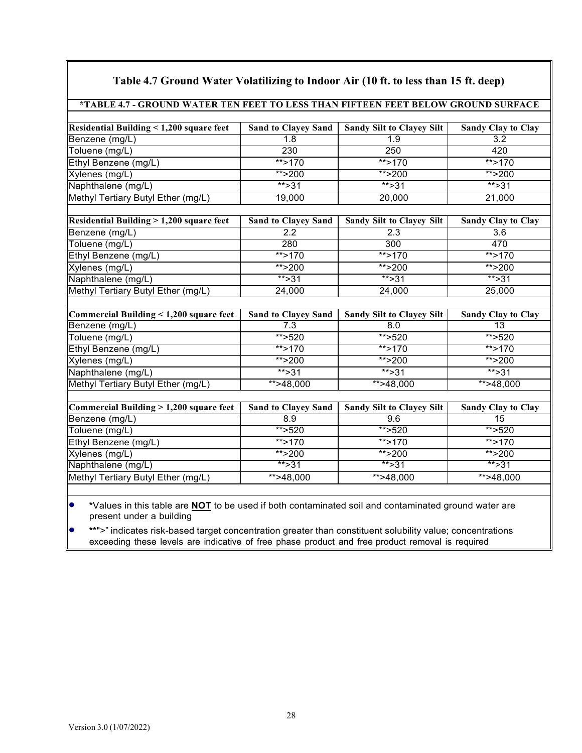## Table 4.7 Ground Water Volatilizing to Indoor Air (10 ft. to less than 15 ft. deep)

**\*TABLE 4.7 - GROUND WATER TEN FEET TO LESS THAN FIFTEEN FEET BELOW GROUND SURFACE**

| Residential Building < 1,200 square feet | Sand to Clayey Sand | Sandy Silt to Clayey Silt | Sandy Clay to Clay |
|---|---|---|---|
| Benzene (mg/L) | 1.8 | 1.9 | 3.2 |
| Toluene (mg/L) | 230 | 250 | 420 |
| Ethyl Benzene (mg/L) | **>170 | **>170 | **>170 |
| Xylenes (mg/L) | **>200 | **>200 | **>200 |
| Naphthalene (mg/L) | **>31 | **>31 | **>31 |
| Methyl Tertiary Butyl Ether (mg/L) | 19,000 | 20,000 | 21,000 |
| **Residential Building > 1,200 square feet** | **Sand to Clayey Sand** | **Sandy Silt to Clayey Silt** | **Sandy Clay to Clay** |
| Benzene (mg/L) | 2.2 | 2.3 | 3.6 |
| Toluene (mg/L) | 280 | 300 | 470 |
| Ethyl Benzene (mg/L) | **>170 | **>170 | **>170 |
| Xylenes (mg/L) | **>200 | **>200 | **>200 |
| Naphthalene (mg/L) | **>31 | **>31 | **>31 |
| Methyl Tertiary Butyl Ether (mg/L) | 24,000 | 24,000 | 25,000 |
| **Commercial Building < 1,200 square feet** | **Sand to Clayey Sand** | **Sandy Silt to Clayey Silt** | **Sandy Clay to Clay** |
| Benzene (mg/L) | 7.3 | 8.0 | 13 |
| Toluene (mg/L) | **>520 | **>520 | **>520 |
| Ethyl Benzene (mg/L) | **>170 | **>170 | **>170 |
| Xylenes (mg/L) | **>200 | **>200 | **>200 |
| Naphthalene (mg/L) | **>31 | **>31 | **>31 |
| Methyl Tertiary Butyl Ether (mg/L) | **>48,000 | **>48,000 | **>48,000 |
| **Commercial Building > 1,200 square feet** | **Sand to Clayey Sand** | **Sandy Silt to Clayey Silt** | **Sandy Clay to Clay** |
| Benzene (mg/L) | 8.9 | 9.6 | 15 |
| Toluene (mg/L) | **>520 | **>520 | **>520 |
| Ethyl Benzene (mg/L) | **>170 | **>170 | **>170 |
| Xylenes (mg/L) | **>200 | **>200 | **>200 |
| Naphthalene (mg/L) | **>31 | **>31 | **>31 |
| Methyl Tertiary Butyl Ether (mg/L) | **>48,000 | **>48,000 | **>48,000 |

- *Values in this table are **NOT** to be used if both contaminated soil and contaminated ground water are present under a building
- **">" indicates risk-based target concentration greater than constituent solubility value; concentrations exceeding these levels are indicative of free phase product and free product removal is required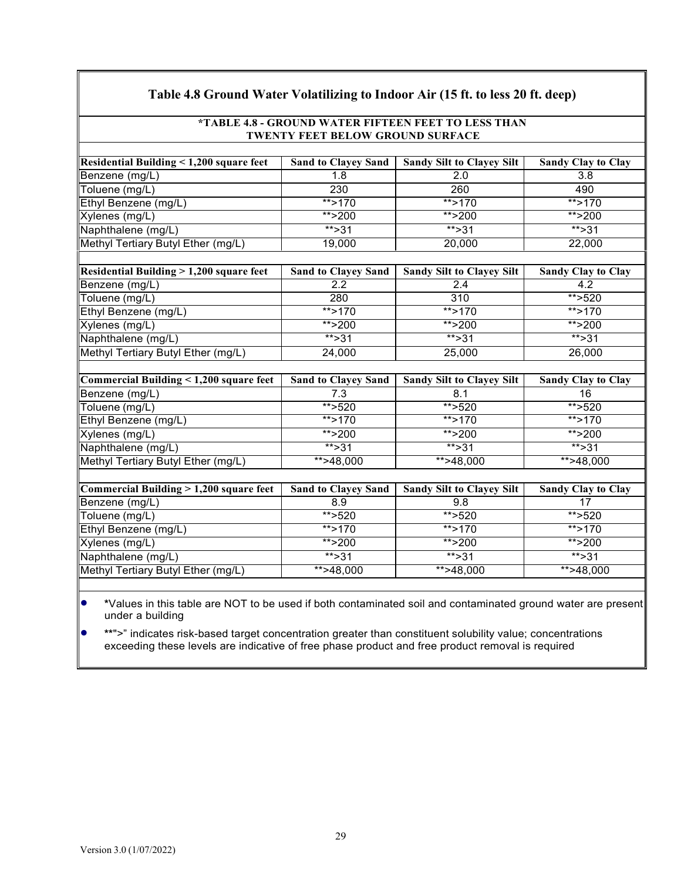## Table 4.8 Ground Water Volatilizing to Indoor Air (15 ft. to less 20 ft. deep)

**\*TABLE 4.8 - GROUND WATER FIFTEEN FEET TO LESS THAN TWENTY FEET BELOW GROUND SURFACE**

| Residential Building < 1,200 square feet | Sand to Clayey Sand | Sandy Silt to Clayey Silt | Sandy Clay to Clay |
|---|---|---|---|
| Benzene (mg/L) | 1.8 | 2.0 | 3.8 |
| Toluene (mg/L) | 230 | 260 | 490 |
| Ethyl Benzene (mg/L) | **>170 | **>170 | **>170 |
| Xylenes (mg/L) | **>200 | **>200 | **>200 |
| Naphthalene (mg/L) | **>31 | **>31 | **>31 |
| Methyl Tertiary Butyl Ether (mg/L) | 19,000 | 20,000 | 22,000 |

| Residential Building > 1,200 square feet | Sand to Clayey Sand | Sandy Silt to Clayey Silt | Sandy Clay to Clay |
|---|---|---|---|
| Benzene (mg/L) | 2.2 | 2.4 | 4.2 |
| Toluene (mg/L) | 280 | 310 | **>520 |
| Ethyl Benzene (mg/L) | **>170 | **>170 | **>170 |
| Xylenes (mg/L) | **>200 | **>200 | **>200 |
| Naphthalene (mg/L) | **>31 | **>31 | **>31 |
| Methyl Tertiary Butyl Ether (mg/L) | 24,000 | 25,000 | 26,000 |

| Commercial Building < 1,200 square feet | Sand to Clayey Sand | Sandy Silt to Clayey Silt | Sandy Clay to Clay |
|---|---|---|---|
| Benzene (mg/L) | 7.3 | 8.1 | 16 |
| Toluene (mg/L) | **>520 | **>520 | **>520 |
| Ethyl Benzene (mg/L) | **>170 | **>170 | **>170 |
| Xylenes (mg/L) | **>200 | **>200 | **>200 |
| Naphthalene (mg/L) | **>31 | **>31 | **>31 |
| Methyl Tertiary Butyl Ether (mg/L) | **>48,000 | **>48,000 | **>48,000 |

| Commercial Building > 1,200 square feet | Sand to Clayey Sand | Sandy Silt to Clayey Silt | Sandy Clay to Clay |
|---|---|---|---|
| Benzene (mg/L) | 8.9 | 9.8 | 17 |
| Toluene (mg/L) | **>520 | **>520 | **>520 |
| Ethyl Benzene (mg/L) | **>170 | **>170 | **>170 |
| Xylenes (mg/L) | **>200 | **>200 | **>200 |
| Naphthalene (mg/L) | **>31 | **>31 | **>31 |
| Methyl Tertiary Butyl Ether (mg/L) | **>48,000 | **>48,000 | **>48,000 |

- *Values in this table are NOT to be used if both contaminated soil and contaminated ground water are present under a building
- **">" indicates risk-based target concentration greater than constituent solubility value; concentrations exceeding these levels are indicative of free phase product and free product removal is required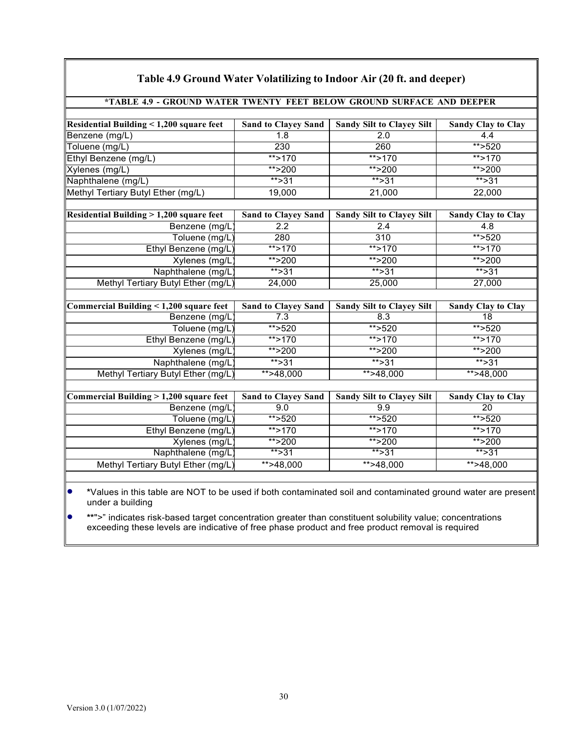## Table 4.9 Ground Water Volatilizing to Indoor Air (20 ft. and deeper)

| *TABLE 4.9 - GROUND WATER TWENTY FEET BELOW GROUND SURFACE AND DEEPER | | | |
|---|---|---|---|
| **Residential Building < 1,200 square feet** | **Sand to Clayey Sand** | **Sandy Silt to Clayey Silt** | **Sandy Clay to Clay** |
| Benzene (mg/L) | 1.8 | 2.0 | 4.4 |
| Toluene (mg/L) | 230 | 260 | **>520 |
| Ethyl Benzene (mg/L) | **>170 | **>170 | **>170 |
| Xylenes (mg/L) | **>200 | **>200 | **>200 |
| Naphthalene (mg/L) | **>31 | **>31 | **>31 |
| Methyl Tertiary Butyl Ether (mg/L) | 19,000 | 21,000 | 22,000 |
| **Residential Building > 1,200 square feet** | **Sand to Clayey Sand** | **Sandy Silt to Clayey Silt** | **Sandy Clay to Clay** |
| Benzene (mg/L) | 2.2 | 2.4 | 4.8 |
| Toluene (mg/L) | 280 | 310 | **>520 |
| Ethyl Benzene (mg/L) | **>170 | **>170 | **>170 |
| Xylenes (mg/L) | **>200 | **>200 | **>200 |
| Naphthalene (mg/L) | **>31 | **>31 | **>31 |
| Methyl Tertiary Butyl Ether (mg/L) | 24,000 | 25,000 | 27,000 |
| **Commercial Building < 1,200 square feet** | **Sand to Clayey Sand** | **Sandy Silt to Clayey Silt** | **Sandy Clay to Clay** |
| Benzene (mg/L) | 7.3 | 8.3 | 18 |
| Toluene (mg/L) | **>520 | **>520 | **>520 |
| Ethyl Benzene (mg/L) | **>170 | **>170 | **>170 |
| Xylenes (mg/L) | **>200 | **>200 | **>200 |
| Naphthalene (mg/L) | **>31 | **>31 | **>31 |
| Methyl Tertiary Butyl Ether (mg/L) | **>48,000 | **>48,000 | **>48,000 |
| **Commercial Building > 1,200 square feet** | **Sand to Clayey Sand** | **Sandy Silt to Clayey Silt** | **Sandy Clay to Clay** |
| Benzene (mg/L) | 9.0 | 9.9 | 20 |
| Toluene (mg/L) | **>520 | **>520 | **>520 |
| Ethyl Benzene (mg/L) | **>170 | **>170 | **>170 |
| Xylenes (mg/L) | **>200 | **>200 | **>200 |
| Naphthalene (mg/L) | **>31 | **>31 | **>31 |
| Methyl Tertiary Butyl Ether (mg/L) | **>48,000 | **>48,000 | **>48,000 |

- *Values in this table are NOT to be used if both contaminated soil and contaminated ground water are present under a building
- **">" indicates risk-based target concentration greater than constituent solubility value; concentrations exceeding these levels are indicative of free phase product and free product removal is required

Version 3.0 (1/07/2022)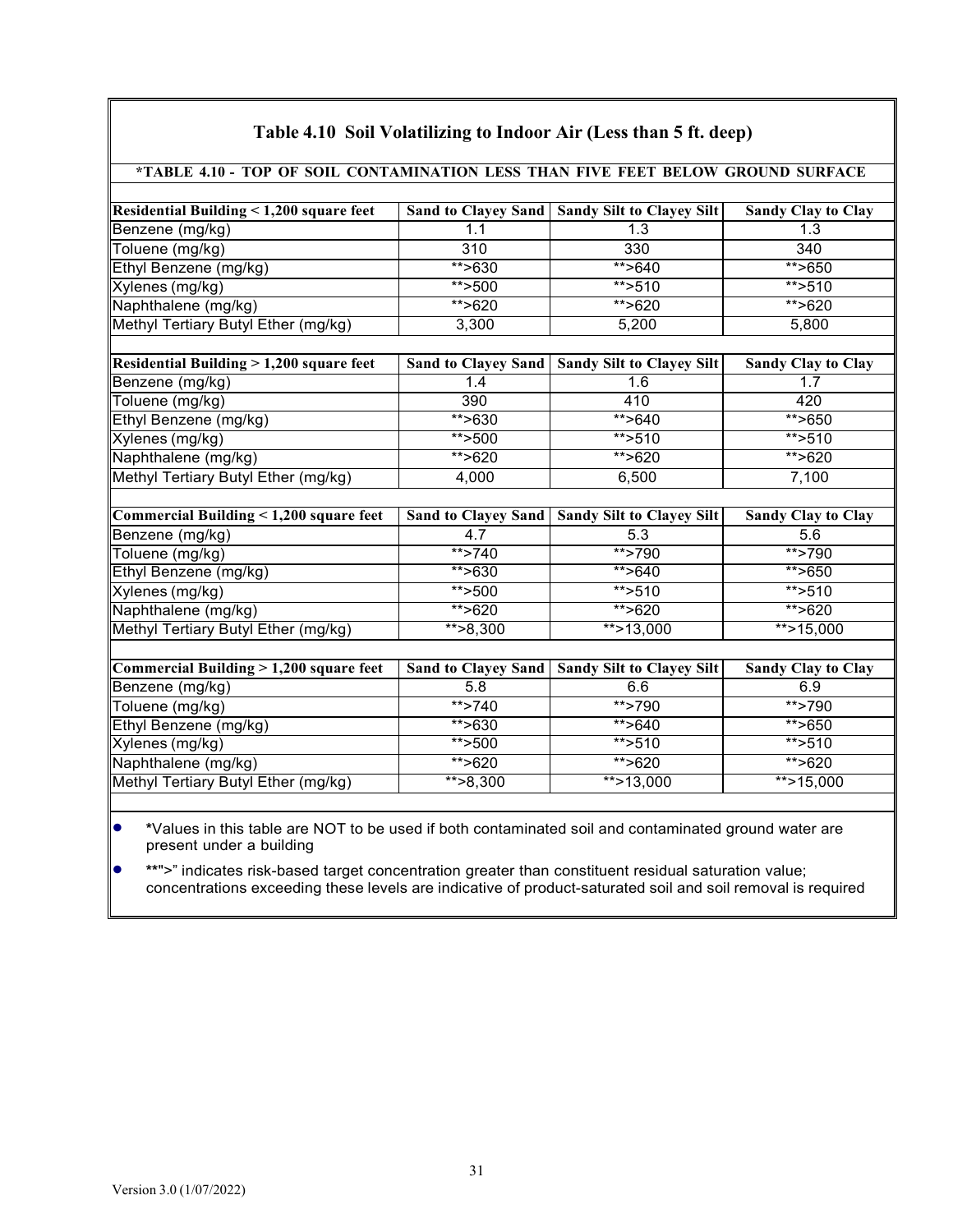## Table 4.10 Soil Volatilizing to Indoor Air (Less than 5 ft. deep)

**\*TABLE 4.10 - TOP OF SOIL CONTAMINATION LESS THAN FIVE FEET BELOW GROUND SURFACE**

| Residential Building < 1,200 square feet | Sand to Clayey Sand | Sandy Silt to Clayey Silt | Sandy Clay to Clay |
|---|---|---|---|
| Benzene (mg/kg) | 1.1 | 1.3 | 1.3 |
| Toluene (mg/kg) | 310 | 330 | 340 |
| Ethyl Benzene (mg/kg) | **>630 | **>640 | **>650 |
| Xylenes (mg/kg) | **>500 | **>510 | **>510 |
| Naphthalene (mg/kg) | **>620 | **>620 | **>620 |
| Methyl Tertiary Butyl Ether (mg/kg) | 3,300 | 5,200 | 5,800 |

| Residential Building > 1,200 square feet | Sand to Clayey Sand | Sandy Silt to Clayey Silt | Sandy Clay to Clay |
|---|---|---|---|
| Benzene (mg/kg) | 1.4 | 1.6 | 1.7 |
| Toluene (mg/kg) | 390 | 410 | 420 |
| Ethyl Benzene (mg/kg) | **>630 | **>640 | **>650 |
| Xylenes (mg/kg) | **>500 | **>510 | **>510 |
| Naphthalene (mg/kg) | **>620 | **>620 | **>620 |
| Methyl Tertiary Butyl Ether (mg/kg) | 4,000 | 6,500 | 7,100 |

| Commercial Building < 1,200 square feet | Sand to Clayey Sand | Sandy Silt to Clayey Silt | Sandy Clay to Clay |
|---|---|---|---|
| Benzene (mg/kg) | 4.7 | 5.3 | 5.6 |
| Toluene (mg/kg) | **>740 | **>790 | **>790 |
| Ethyl Benzene (mg/kg) | **>630 | **>640 | **>650 |
| Xylenes (mg/kg) | **>500 | **>510 | **>510 |
| Naphthalene (mg/kg) | **>620 | **>620 | **>620 |
| Methyl Tertiary Butyl Ether (mg/kg) | **>8,300 | **>13,000 | **>15,000 |

| Commercial Building > 1,200 square feet | Sand to Clayey Sand | Sandy Silt to Clayey Silt | Sandy Clay to Clay |
|---|---|---|---|
| Benzene (mg/kg) | 5.8 | 6.6 | 6.9 |
| Toluene (mg/kg) | **>740 | **>790 | **>790 |
| Ethyl Benzene (mg/kg) | **>630 | **>640 | **>650 |
| Xylenes (mg/kg) | **>500 | **>510 | **>510 |
| Naphthalene (mg/kg) | **>620 | **>620 | **>620 |
| Methyl Tertiary Butyl Ether (mg/kg) | **>8,300 | **>13,000 | **>15,000 |

- *Values in this table are NOT to be used if both contaminated soil and contaminated ground water are present under a building
- **">" indicates risk-based target concentration greater than constituent residual saturation value; concentrations exceeding these levels are indicative of product-saturated soil and soil removal is required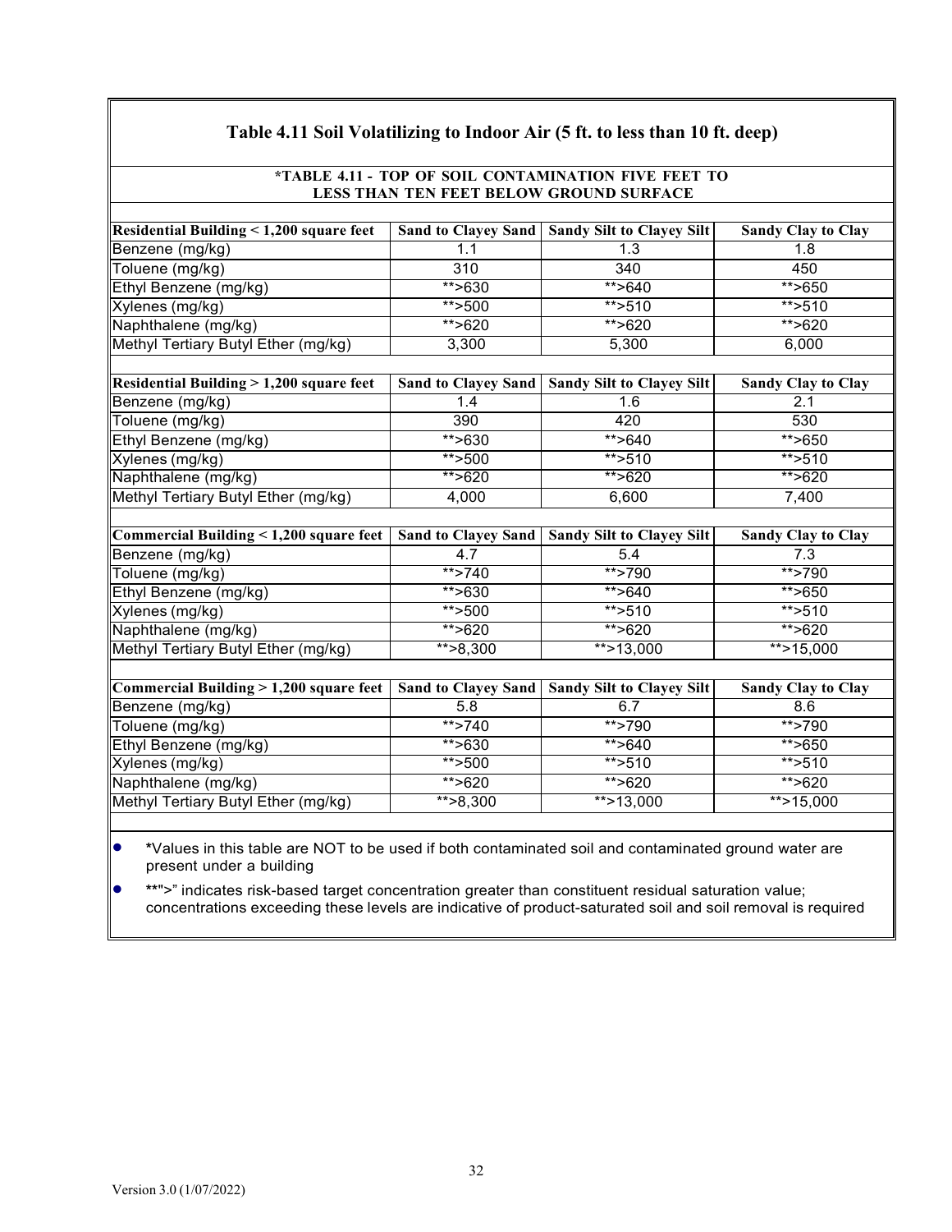## Table 4.11 Soil Volatilizing to Indoor Air (5 ft. to less than 10 ft. deep)

**\*TABLE 4.11 - TOP OF SOIL CONTAMINATION FIVE FEET TO LESS THAN TEN FEET BELOW GROUND SURFACE**

| Residential Building < 1,200 square feet | Sand to Clayey Sand | Sandy Silt to Clayey Silt | Sandy Clay to Clay |
|---|---|---|---|
| Benzene (mg/kg) | 1.1 | 1.3 | 1.8 |
| Toluene (mg/kg) | 310 | 340 | 450 |
| Ethyl Benzene (mg/kg) | **>630 | **>640 | **>650 |
| Xylenes (mg/kg) | **>500 | **>510 | **>510 |
| Naphthalene (mg/kg) | **>620 | **>620 | **>620 |
| Methyl Tertiary Butyl Ether (mg/kg) | 3,300 | 5,300 | 6,000 |

| Residential Building > 1,200 square feet | Sand to Clayey Sand | Sandy Silt to Clayey Silt | Sandy Clay to Clay |
|---|---|---|---|
| Benzene (mg/kg) | 1.4 | 1.6 | 2.1 |
| Toluene (mg/kg) | 390 | 420 | 530 |
| Ethyl Benzene (mg/kg) | **>630 | **>640 | **>650 |
| Xylenes (mg/kg) | **>500 | **>510 | **>510 |
| Naphthalene (mg/kg) | **>620 | **>620 | **>620 |
| Methyl Tertiary Butyl Ether (mg/kg) | 4,000 | 6,600 | 7,400 |

| Commercial Building < 1,200 square feet | Sand to Clayey Sand | Sandy Silt to Clayey Silt | Sandy Clay to Clay |
|---|---|---|---|
| Benzene (mg/kg) | 4.7 | 5.4 | 7.3 |
| Toluene (mg/kg) | **>740 | **>790 | **>790 |
| Ethyl Benzene (mg/kg) | **>630 | **>640 | **>650 |
| Xylenes (mg/kg) | **>500 | **>510 | **>510 |
| Naphthalene (mg/kg) | **>620 | **>620 | **>620 |
| Methyl Tertiary Butyl Ether (mg/kg) | **>8,300 | **>13,000 | **>15,000 |

| Commercial Building > 1,200 square feet | Sand to Clayey Sand | Sandy Silt to Clayey Silt | Sandy Clay to Clay |
|---|---|---|---|
| Benzene (mg/kg) | 5.8 | 6.7 | 8.6 |
| Toluene (mg/kg) | **>740 | **>790 | **>790 |
| Ethyl Benzene (mg/kg) | **>630 | **>640 | **>650 |
| Xylenes (mg/kg) | **>500 | **>510 | **>510 |
| Naphthalene (mg/kg) | **>620 | **>620 | **>620 |
| Methyl Tertiary Butyl Ether (mg/kg) | **>8,300 | **>13,000 | **>15,000 |

- *Values in this table are NOT to be used if both contaminated soil and contaminated ground water are present under a building
- **">" indicates risk-based target concentration greater than constituent residual saturation value; concentrations exceeding these levels are indicative of product-saturated soil and soil removal is required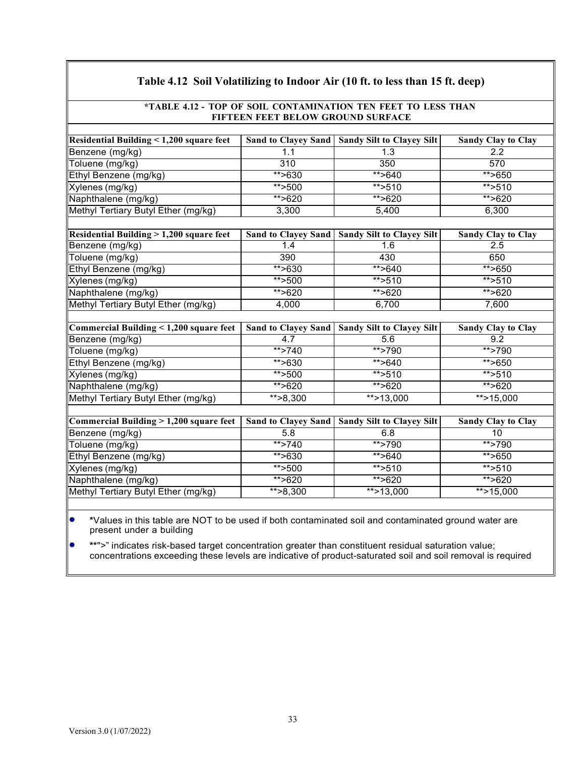## Table 4.12 Soil Volatilizing to Indoor Air (10 ft. to less than 15 ft. deep)

**\*TABLE 4.12 - TOP OF SOIL CONTAMINATION TEN FEET TO LESS THAN FIFTEEN FEET BELOW GROUND SURFACE**

| Residential Building < 1,200 square feet | Sand to Clayey Sand | Sandy Silt to Clayey Silt | Sandy Clay to Clay |
|---|---|---|---|
| Benzene (mg/kg) | 1.1 | 1.3 | 2.2 |
| Toluene (mg/kg) | 310 | 350 | 570 |
| Ethyl Benzene (mg/kg) | **>630 | **>640 | **>650 |
| Xylenes (mg/kg) | **>500 | **>510 | **>510 |
| Naphthalene (mg/kg) | **>620 | **>620 | **>620 |
| Methyl Tertiary Butyl Ether (mg/kg) | 3,300 | 5,400 | 6,300 |

| Residential Building > 1,200 square feet | Sand to Clayey Sand | Sandy Silt to Clayey Silt | Sandy Clay to Clay |
|---|---|---|---|
| Benzene (mg/kg) | 1.4 | 1.6 | 2.5 |
| Toluene (mg/kg) | 390 | 430 | 650 |
| Ethyl Benzene (mg/kg) | **>630 | **>640 | **>650 |
| Xylenes (mg/kg) | **>500 | **>510 | **>510 |
| Naphthalene (mg/kg) | **>620 | **>620 | **>620 |
| Methyl Tertiary Butyl Ether (mg/kg) | 4,000 | 6,700 | 7,600 |

| Commercial Building < 1,200 square feet | Sand to Clayey Sand | Sandy Silt to Clayey Silt | Sandy Clay to Clay |
|---|---|---|---|
| Benzene (mg/kg) | 4.7 | 5.6 | 9.2 |
| Toluene (mg/kg) | **>740 | **>790 | **>790 |
| Ethyl Benzene (mg/kg) | **>630 | **>640 | **>650 |
| Xylenes (mg/kg) | **>500 | **>510 | **>510 |
| Naphthalene (mg/kg) | **>620 | **>620 | **>620 |
| Methyl Tertiary Butyl Ether (mg/kg) | **>8,300 | **>13,000 | **>15,000 |

| Commercial Building > 1,200 square feet | Sand to Clayey Sand | Sandy Silt to Clayey Silt | Sandy Clay to Clay |
|---|---|---|---|
| Benzene (mg/kg) | 5.8 | 6.8 | 10 |
| Toluene (mg/kg) | **>740 | **>790 | **>790 |
| Ethyl Benzene (mg/kg) | **>630 | **>640 | **>650 |
| Xylenes (mg/kg) | **>500 | **>510 | **>510 |
| Naphthalene (mg/kg) | **>620 | **>620 | **>620 |
| Methyl Tertiary Butyl Ether (mg/kg) | **>8,300 | **>13,000 | **>15,000 |

- *Values in this table are NOT to be used if both contaminated soil and contaminated ground water are present under a building
- **">" indicates risk-based target concentration greater than constituent residual saturation value; concentrations exceeding these levels are indicative of product-saturated soil and soil removal is required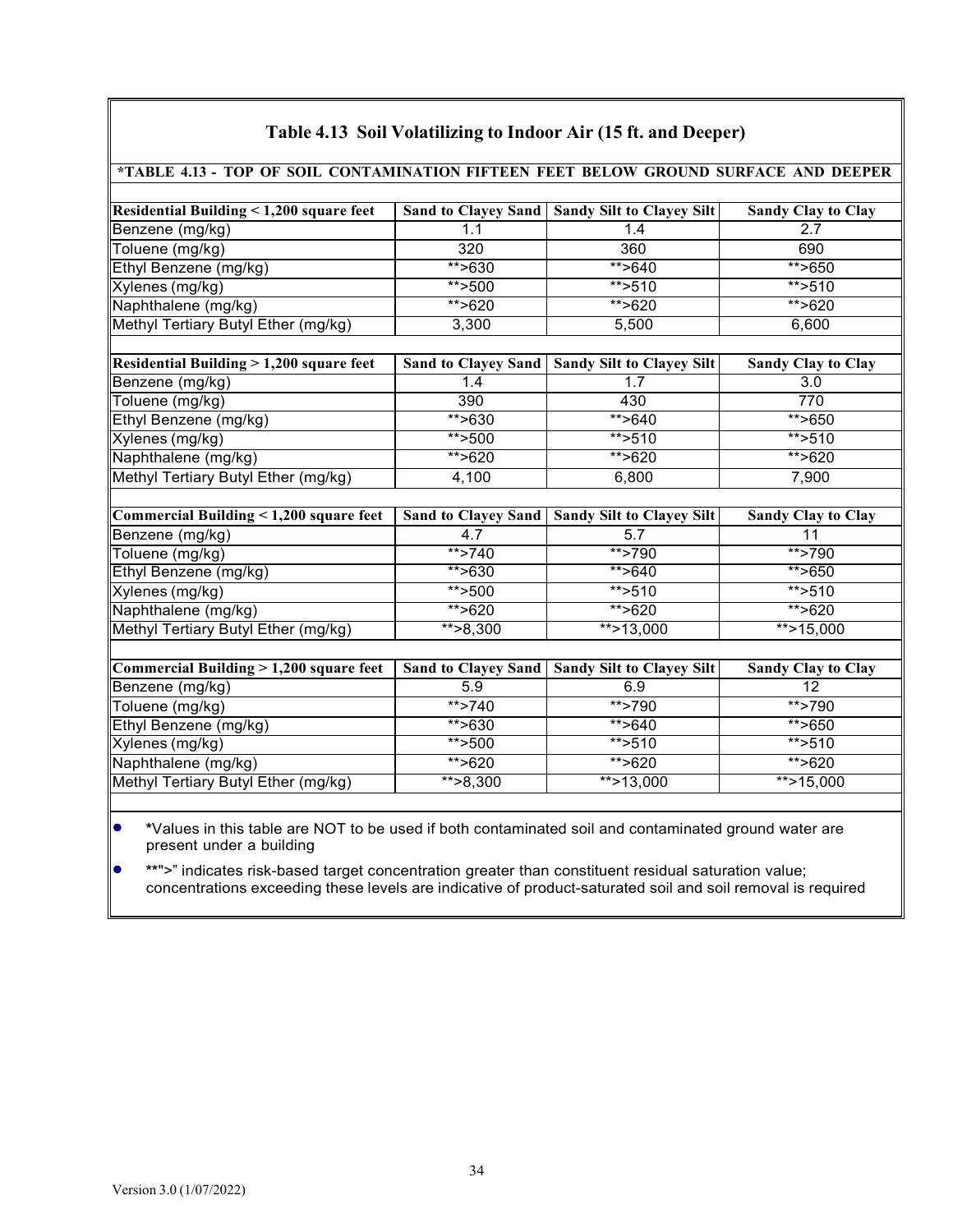## Table 4.13 Soil Volatilizing to Indoor Air (15 ft. and Deeper)

**\*TABLE 4.13 - TOP OF SOIL CONTAMINATION FIFTEEN FEET BELOW GROUND SURFACE AND DEEPER**

| Residential Building < 1,200 square feet | Sand to Clayey Sand | Sandy Silt to Clayey Silt | Sandy Clay to Clay |
|---|---|---|---|
| Benzene (mg/kg) | 1.1 | 1.4 | 2.7 |
| Toluene (mg/kg) | 320 | 360 | 690 |
| Ethyl Benzene (mg/kg) | **>630 | **>640 | **>650 |
| Xylenes (mg/kg) | **>500 | **>510 | **>510 |
| Naphthalene (mg/kg) | **>620 | **>620 | **>620 |
| Methyl Tertiary Butyl Ether (mg/kg) | 3,300 | 5,500 | 6,600 |

| Residential Building > 1,200 square feet | Sand to Clayey Sand | Sandy Silt to Clayey Silt | Sandy Clay to Clay |
|---|---|---|---|
| Benzene (mg/kg) | 1.4 | 1.7 | 3.0 |
| Toluene (mg/kg) | 390 | 430 | 770 |
| Ethyl Benzene (mg/kg) | **>630 | **>640 | **>650 |
| Xylenes (mg/kg) | **>500 | **>510 | **>510 |
| Naphthalene (mg/kg) | **>620 | **>620 | **>620 |
| Methyl Tertiary Butyl Ether (mg/kg) | 4,100 | 6,800 | 7,900 |

| Commercial Building < 1,200 square feet | Sand to Clayey Sand | Sandy Silt to Clayey Silt | Sandy Clay to Clay |
|---|---|---|---|
| Benzene (mg/kg) | 4.7 | 5.7 | 11 |
| Toluene (mg/kg) | **>740 | **>790 | **>790 |
| Ethyl Benzene (mg/kg) | **>630 | **>640 | **>650 |
| Xylenes (mg/kg) | **>500 | **>510 | **>510 |
| Naphthalene (mg/kg) | **>620 | **>620 | **>620 |
| Methyl Tertiary Butyl Ether (mg/kg) | **>8,300 | **>13,000 | **>15,000 |

| Commercial Building > 1,200 square feet | Sand to Clayey Sand | Sandy Silt to Clayey Silt | Sandy Clay to Clay |
|---|---|---|---|
| Benzene (mg/kg) | 5.9 | 6.9 | 12 |
| Toluene (mg/kg) | **>740 | **>790 | **>790 |
| Ethyl Benzene (mg/kg) | **>630 | **>640 | **>650 |
| Xylenes (mg/kg) | **>500 | **>510 | **>510 |
| Naphthalene (mg/kg) | **>620 | **>620 | **>620 |
| Methyl Tertiary Butyl Ether (mg/kg) | **>8,300 | **>13,000 | **>15,000 |

- *Values in this table are NOT to be used if both contaminated soil and contaminated ground water are present under a building
- **">" indicates risk-based target concentration greater than constituent residual saturation value; concentrations exceeding these levels are indicative of product-saturated soil and soil removal is required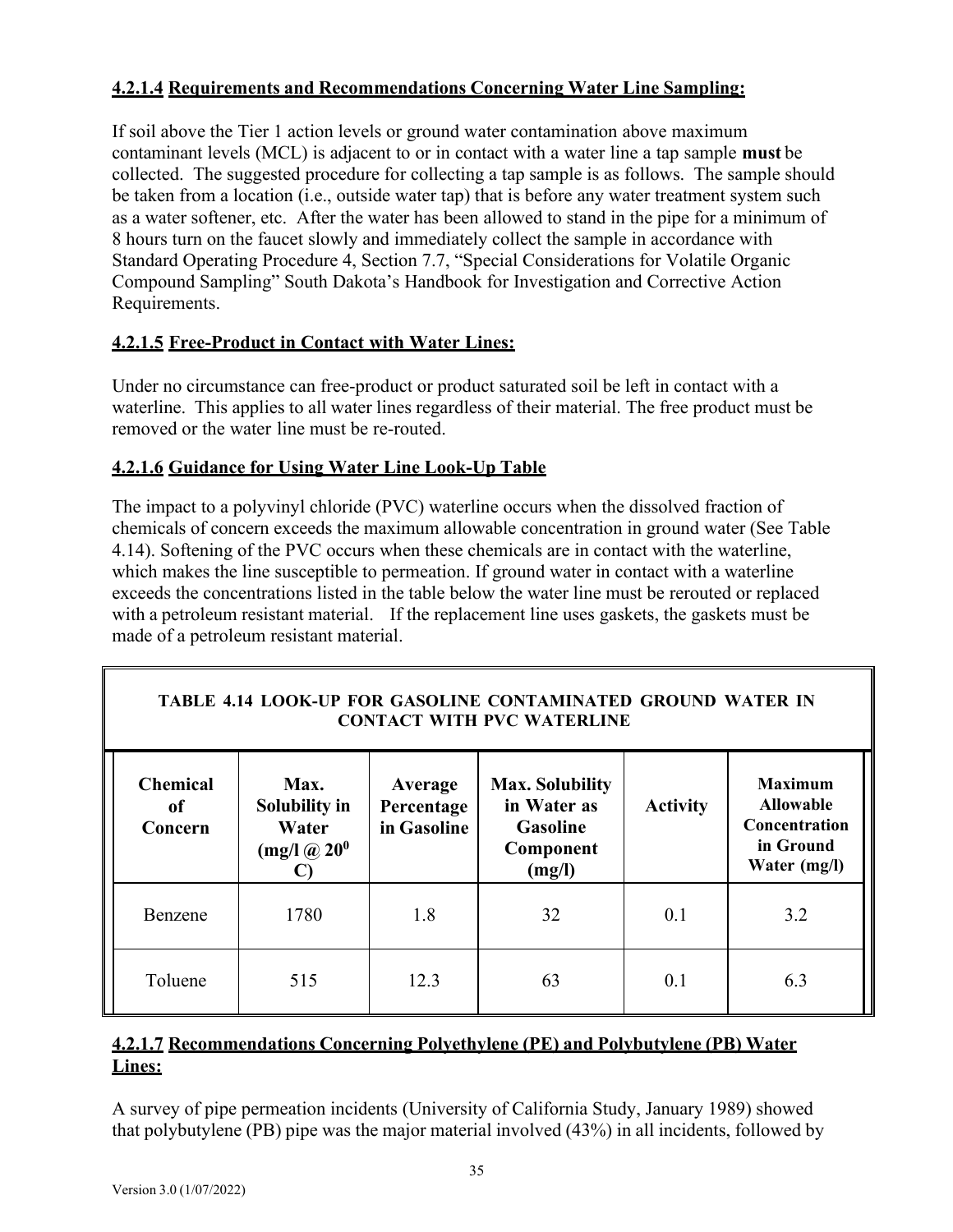#### 4.2.1.4 Requirements and Recommendations Concerning Water Line Sampling:

If soil above the Tier 1 action levels or ground water contamination above maximum contaminant levels (MCL) is adjacent to or in contact with a water line a tap sample **must** be collected. The suggested procedure for collecting a tap sample is as follows. The sample should be taken from a location (i.e., outside water tap) that is before any water treatment system such as a water softener, etc. After the water has been allowed to stand in the pipe for a minimum of 8 hours turn on the faucet slowly and immediately collect the sample in accordance with Standard Operating Procedure 4, Section 7.7, "Special Considerations for Volatile Organic Compound Sampling" South Dakota's Handbook for Investigation and Corrective Action Requirements.

#### 4.2.1.5 Free-Product in Contact with Water Lines:

Under no circumstance can free-product or product saturated soil be left in contact with a waterline. This applies to all water lines regardless of their material. The free product must be removed or the water line must be re-routed.

#### 4.2.1.6 Guidance for Using Water Line Look-Up Table

The impact to a polyvinyl chloride (PVC) waterline occurs when the dissolved fraction of chemicals of concern exceeds the maximum allowable concentration in ground water (See Table 4.14). Softening of the PVC occurs when these chemicals are in contact with the waterline, which makes the line susceptible to permeation. If ground water in contact with a waterline exceeds the concentrations listed in the table below the water line must be rerouted or replaced with a petroleum resistant material. If the replacement line uses gaskets, the gaskets must be made of a petroleum resistant material.

**TABLE 4.14 LOOK-UP FOR GASOLINE CONTAMINATED GROUND WATER IN CONTACT WITH PVC WATERLINE**

| Chemical of Concern | Max. Solubility in Water (mg/l @ $20^0$ C) | Average Percentage in Gasoline | Max. Solubility in Water as Gasoline Component (mg/l) | Activity | Maximum Allowable Concentration in Ground Water (mg/l) |
|---|---|---|---|---|---|
| Benzene | 1780 | 1.8 | 32 | 0.1 | 3.2 |
| Toluene | 515 | 12.3 | 63 | 0.1 | 6.3 |

#### 4.2.1.7 Recommendations Concerning Polyethylene (PE) and Polybutylene (PB) Water Lines:

A survey of pipe permeation incidents (University of California Study, January 1989) showed that polybutylene (PB) pipe was the major material involved (43%) in all incidents, followed by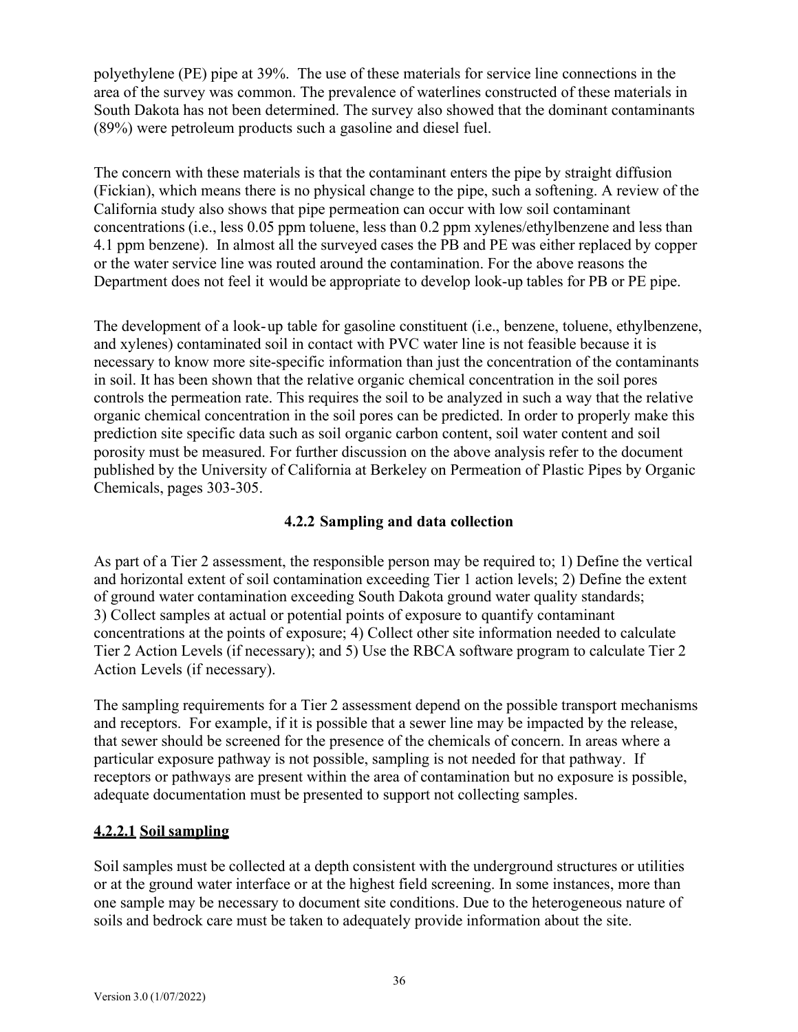polyethylene (PE) pipe at 39%. The use of these materials for service line connections in the area of the survey was common. The prevalence of waterlines constructed of these materials in South Dakota has not been determined. The survey also showed that the dominant contaminants (89%) were petroleum products such a gasoline and diesel fuel.

The concern with these materials is that the contaminant enters the pipe by straight diffusion (Fickian), which means there is no physical change to the pipe, such a softening. A review of the California study also shows that pipe permeation can occur with low soil contaminant concentrations (i.e., less 0.05 ppm toluene, less than 0.2 ppm xylenes/ethylbenzene and less than 4.1 ppm benzene). In almost all the surveyed cases the PB and PE was either replaced by copper or the water service line was routed around the contamination. For the above reasons the Department does not feel it would be appropriate to develop look-up tables for PB or PE pipe.

The development of a look-up table for gasoline constituent (i.e., benzene, toluene, ethylbenzene, and xylenes) contaminated soil in contact with PVC water line is not feasible because it is necessary to know more site-specific information than just the concentration of the contaminants in soil. It has been shown that the relative organic chemical concentration in the soil pores controls the permeation rate. This requires the soil to be analyzed in such a way that the relative organic chemical concentration in the soil pores can be predicted. In order to properly make this prediction site specific data such as soil organic carbon content, soil water content and soil porosity must be measured. For further discussion on the above analysis refer to the document published by the University of California at Berkeley on Permeation of Plastic Pipes by Organic Chemicals, pages 303-305.

### 4.2.2 Sampling and data collection

As part of a Tier 2 assessment, the responsible person may be required to; 1) Define the vertical and horizontal extent of soil contamination exceeding Tier 1 action levels; 2) Define the extent of ground water contamination exceeding South Dakota ground water quality standards; 3) Collect samples at actual or potential points of exposure to quantify contaminant concentrations at the points of exposure; 4) Collect other site information needed to calculate Tier 2 Action Levels (if necessary); and 5) Use the RBCA software program to calculate Tier 2 Action Levels (if necessary).

The sampling requirements for a Tier 2 assessment depend on the possible transport mechanisms and receptors. For example, if it is possible that a sewer line may be impacted by the release, that sewer should be screened for the presence of the chemicals of concern. In areas where a particular exposure pathway is not possible, sampling is not needed for that pathway. If receptors or pathways are present within the area of contamination but no exposure is possible, adequate documentation must be presented to support not collecting samples.

#### 4.2.2.1 Soil sampling

Soil samples must be collected at a depth consistent with the underground structures or utilities or at the ground water interface or at the highest field screening. In some instances, more than one sample may be necessary to document site conditions. Due to the heterogeneous nature of soils and bedrock care must be taken to adequately provide information about the site.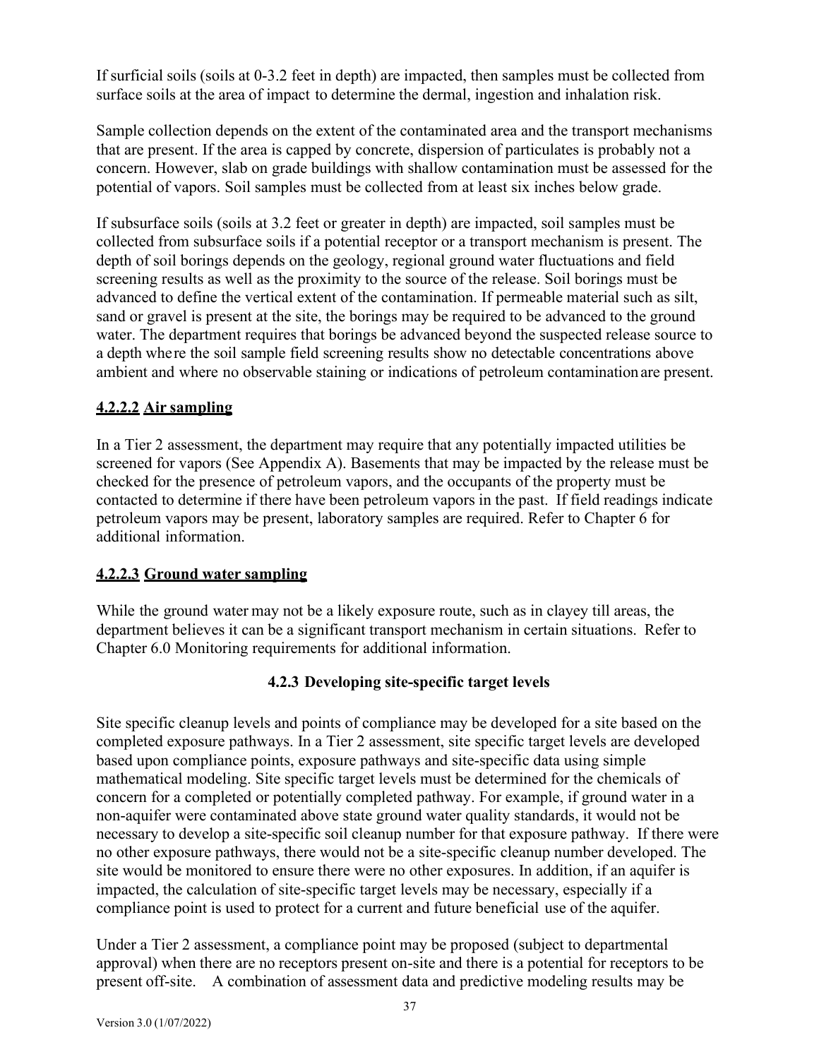If surficial soils (soils at 0-3.2 feet in depth) are impacted, then samples must be collected from surface soils at the area of impact to determine the dermal, ingestion and inhalation risk.

Sample collection depends on the extent of the contaminated area and the transport mechanisms that are present. If the area is capped by concrete, dispersion of particulates is probably not a concern. However, slab on grade buildings with shallow contamination must be assessed for the potential of vapors. Soil samples must be collected from at least six inches below grade.

If subsurface soils (soils at 3.2 feet or greater in depth) are impacted, soil samples must be collected from subsurface soils if a potential receptor or a transport mechanism is present. The depth of soil borings depends on the geology, regional ground water fluctuations and field screening results as well as the proximity to the source of the release. Soil borings must be advanced to define the vertical extent of the contamination. If permeable material such as silt, sand or gravel is present at the site, the borings may be required to be advanced to the ground water. The department requires that borings be advanced beyond the suspected release source to a depth where the soil sample field screening results show no detectable concentrations above ambient and where no observable staining or indications of petroleum contamination are present.

#### **4.2.2.2 Air sampling**

In a Tier 2 assessment, the department may require that any potentially impacted utilities be screened for vapors (See Appendix A). Basements that may be impacted by the release must be checked for the presence of petroleum vapors, and the occupants of the property must be contacted to determine if there have been petroleum vapors in the past. If field readings indicate petroleum vapors may be present, laboratory samples are required. Refer to Chapter 6 for additional information.

#### **4.2.2.3 Ground water sampling**

While the ground water may not be a likely exposure route, such as in clayey till areas, the department believes it can be a significant transport mechanism in certain situations. Refer to Chapter 6.0 Monitoring requirements for additional information.

### **4.2.3 Developing site-specific target levels**

Site specific cleanup levels and points of compliance may be developed for a site based on the completed exposure pathways. In a Tier 2 assessment, site specific target levels are developed based upon compliance points, exposure pathways and site-specific data using simple mathematical modeling. Site specific target levels must be determined for the chemicals of concern for a completed or potentially completed pathway. For example, if ground water in a non-aquifer were contaminated above state ground water quality standards, it would not be necessary to develop a site-specific soil cleanup number for that exposure pathway. If there were no other exposure pathways, there would not be a site-specific cleanup number developed. The site would be monitored to ensure there were no other exposures. In addition, if an aquifer is impacted, the calculation of site-specific target levels may be necessary, especially if a compliance point is used to protect for a current and future beneficial use of the aquifer.

Under a Tier 2 assessment, a compliance point may be proposed (subject to departmental approval) when there are no receptors present on-site and there is a potential for receptors to be present off-site. A combination of assessment data and predictive modeling results may be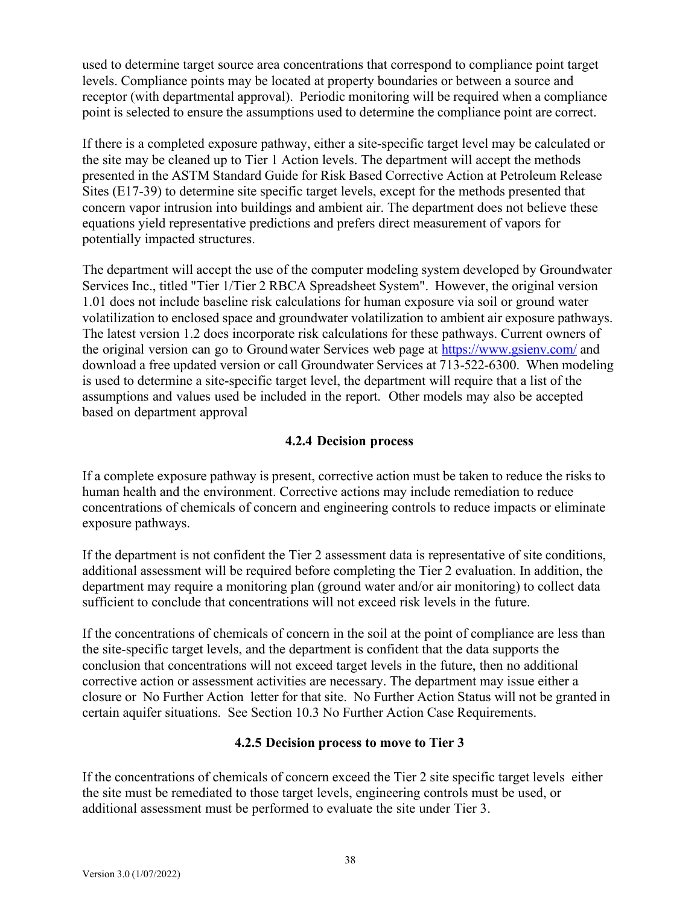used to determine target source area concentrations that correspond to compliance point target levels. Compliance points may be located at property boundaries or between a source and receptor (with departmental approval). Periodic monitoring will be required when a compliance point is selected to ensure the assumptions used to determine the compliance point are correct.

If there is a completed exposure pathway, either a site-specific target level may be calculated or the site may be cleaned up to Tier 1 Action levels. The department will accept the methods presented in the ASTM Standard Guide for Risk Based Corrective Action at Petroleum Release Sites (E17-39) to determine site specific target levels, except for the methods presented that concern vapor intrusion into buildings and ambient air. The department does not believe these equations yield representative predictions and prefers direct measurement of vapors for potentially impacted structures.

The department will accept the use of the computer modeling system developed by Groundwater Services Inc., titled "Tier 1/Tier 2 RBCA Spreadsheet System". However, the original version 1.01 does not include baseline risk calculations for human exposure via soil or ground water volatilization to enclosed space and groundwater volatilization to ambient air exposure pathways. The latest version 1.2 does incorporate risk calculations for these pathways. Current owners of the original version can go to Groundwater Services web page at https://www.gsienv.com/ and download a free updated version or call Groundwater Services at 713-522-6300. When modeling is used to determine a site-specific target level, the department will require that a list of the assumptions and values used be included in the report. Other models may also be accepted based on department approval

### 4.2.4 Decision process

If a complete exposure pathway is present, corrective action must be taken to reduce the risks to human health and the environment. Corrective actions may include remediation to reduce concentrations of chemicals of concern and engineering controls to reduce impacts or eliminate exposure pathways.

If the department is not confident the Tier 2 assessment data is representative of site conditions, additional assessment will be required before completing the Tier 2 evaluation. In addition, the department may require a monitoring plan (ground water and/or air monitoring) to collect data sufficient to conclude that concentrations will not exceed risk levels in the future.

If the concentrations of chemicals of concern in the soil at the point of compliance are less than the site-specific target levels, and the department is confident that the data supports the conclusion that concentrations will not exceed target levels in the future, then no additional corrective action or assessment activities are necessary. The department may issue either a closure or No Further Action letter for that site. No Further Action Status will not be granted in certain aquifer situations. See Section 10.3 No Further Action Case Requirements.

### 4.2.5 Decision process to move to Tier 3

If the concentrations of chemicals of concern exceed the Tier 2 site specific target levels either the site must be remediated to those target levels, engineering controls must be used, or additional assessment must be performed to evaluate the site under Tier 3.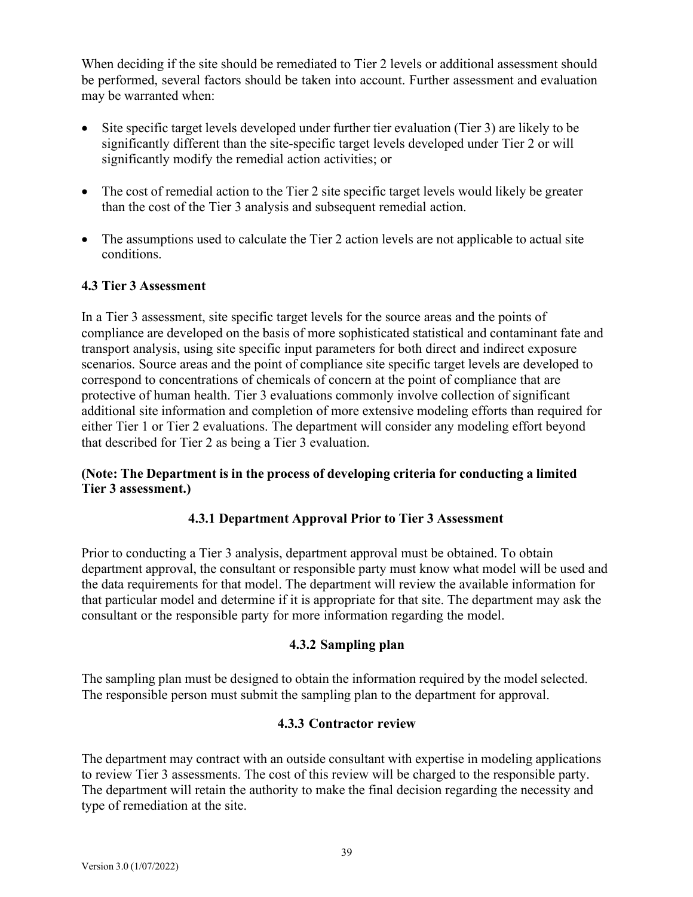When deciding if the site should be remediated to Tier 2 levels or additional assessment should be performed, several factors should be taken into account. Further assessment and evaluation may be warranted when:

- Site specific target levels developed under further tier evaluation (Tier 3) are likely to be significantly different than the site-specific target levels developed under Tier 2 or will significantly modify the remedial action activities; or

- The cost of remedial action to the Tier 2 site specific target levels would likely be greater than the cost of the Tier 3 analysis and subsequent remedial action.

- The assumptions used to calculate the Tier 2 action levels are not applicable to actual site conditions.

## 4.3 Tier 3 Assessment

In a Tier 3 assessment, site specific target levels for the source areas and the points of compliance are developed on the basis of more sophisticated statistical and contaminant fate and transport analysis, using site specific input parameters for both direct and indirect exposure scenarios. Source areas and the point of compliance site specific target levels are developed to correspond to concentrations of chemicals of concern at the point of compliance that are protective of human health. Tier 3 evaluations commonly involve collection of significant additional site information and completion of more extensive modeling efforts than required for either Tier 1 or Tier 2 evaluations. The department will consider any modeling effort beyond that described for Tier 2 as being a Tier 3 evaluation.

**(Note: The Department is in the process of developing criteria for conducting a limited Tier 3 assessment.)**

### 4.3.1 Department Approval Prior to Tier 3 Assessment

Prior to conducting a Tier 3 analysis, department approval must be obtained. To obtain department approval, the consultant or responsible party must know what model will be used and the data requirements for that model. The department will review the available information for that particular model and determine if it is appropriate for that site. The department may ask the consultant or the responsible party for more information regarding the model.

### 4.3.2 Sampling plan

The sampling plan must be designed to obtain the information required by the model selected. The responsible person must submit the sampling plan to the department for approval.

### 4.3.3 Contractor review

The department may contract with an outside consultant with expertise in modeling applications to review Tier 3 assessments. The cost of this review will be charged to the responsible party. The department will retain the authority to make the final decision regarding the necessity and type of remediation at the site.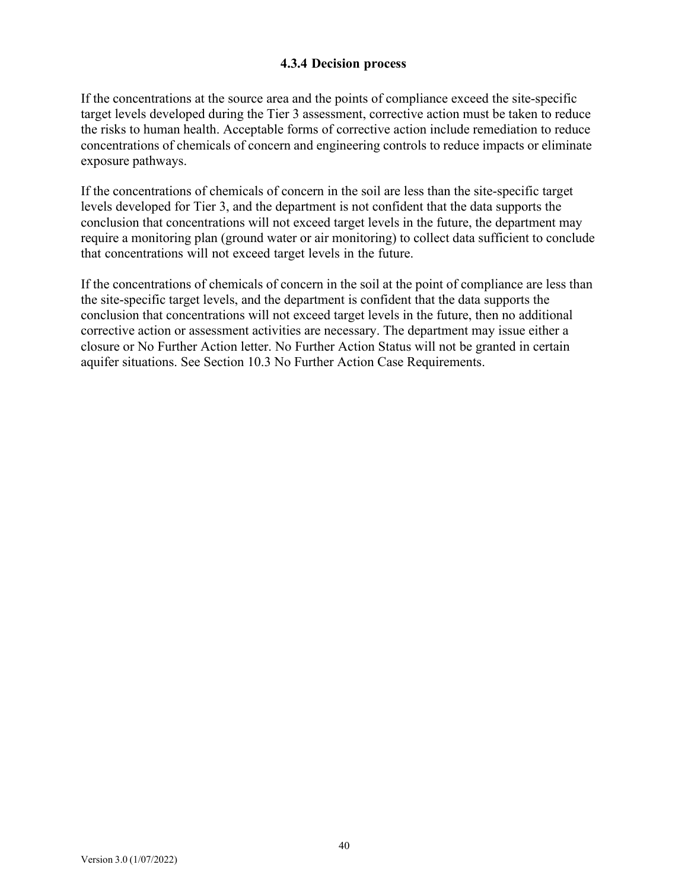#### 4.3.4 Decision process

If the concentrations at the source area and the points of compliance exceed the site-specific target levels developed during the Tier 3 assessment, corrective action must be taken to reduce the risks to human health. Acceptable forms of corrective action include remediation to reduce concentrations of chemicals of concern and engineering controls to reduce impacts or eliminate exposure pathways.

If the concentrations of chemicals of concern in the soil are less than the site-specific target levels developed for Tier 3, and the department is not confident that the data supports the conclusion that concentrations will not exceed target levels in the future, the department may require a monitoring plan (ground water or air monitoring) to collect data sufficient to conclude that concentrations will not exceed target levels in the future.

If the concentrations of chemicals of concern in the soil at the point of compliance are less than the site-specific target levels, and the department is confident that the data supports the conclusion that concentrations will not exceed target levels in the future, then no additional corrective action or assessment activities are necessary. The department may issue either a closure or No Further Action letter. No Further Action Status will not be granted in certain aquifer situations. See Section 10.3 No Further Action Case Requirements.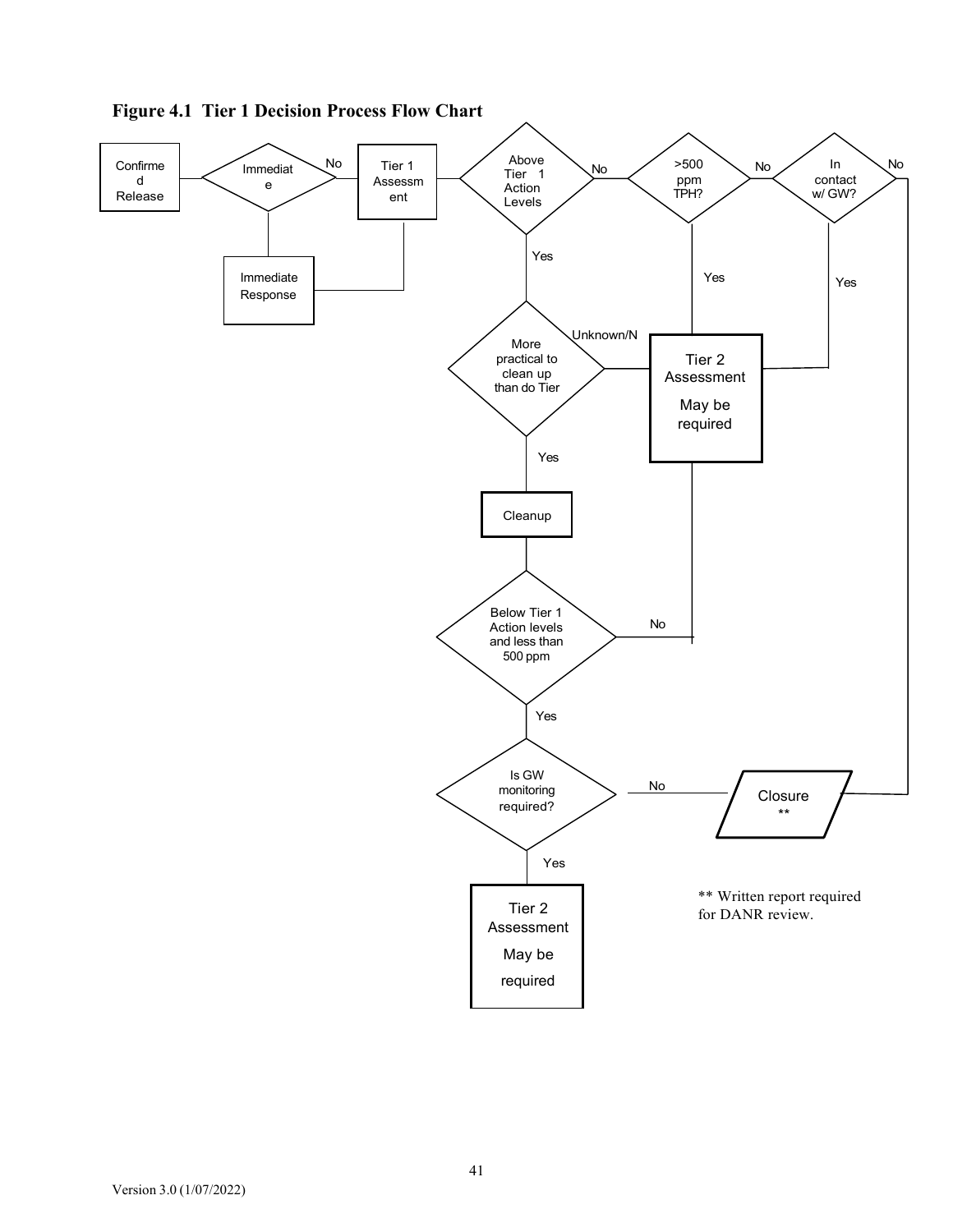**Figure 4.1 Tier 1 Decision Process Flow Chart**

Confirmed Release → Immediate? — No → Tier 1 Assessment → Above Tier 1 Action Levels — No → >500 ppm TPH? — No → In contact w/ GW? — No → Closure **

Immediate? — (Yes) → Immediate Response → Tier 1 Assessment

Above Tier 1 Action Levels — Yes → More practical to clean up than do Tier — Unknown/N → Tier 2 Assessment May be required

>500 ppm TPH? — Yes → Tier 2 Assessment May be required

In contact w/ GW? — Yes → Tier 2 Assessment May be required

More practical to clean up than do Tier — Yes → Cleanup → Below Tier 1 Action levels and less than 500 ppm — No → Tier 2 Assessment May be required

Below Tier 1 Action levels and less than 500 ppm — Yes → Is GW monitoring required? — No → Closure **

Is GW monitoring required? — Yes → Tier 2 Assessment May be required

** Written report required for DANR review.

Version 3.0 (1/07/2022)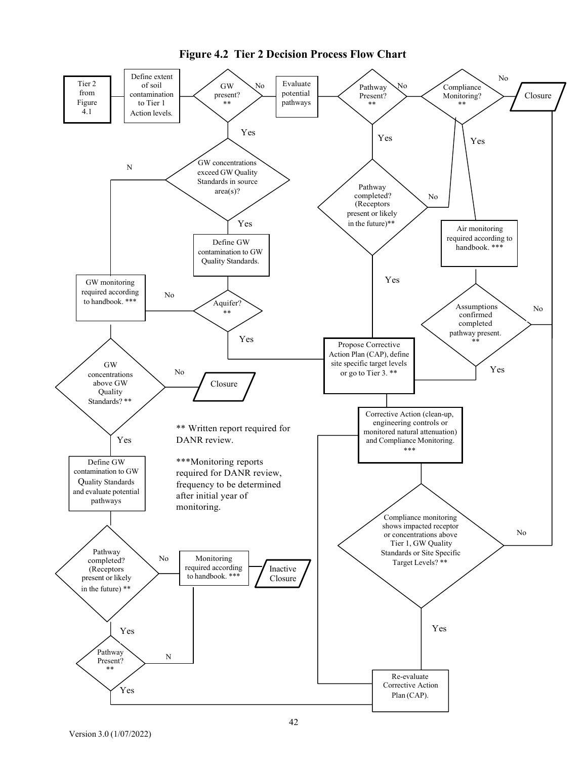# Figure 4.2 Tier 2 Decision Process Flow Chart

Tier 2 from Figure 4.1

Define extent of soil contamination to Tier 1 Action levels.

GW present? **

No

Evaluate potential pathways

Pathway Present? **

No

Compliance Monitoring? **

No

Closure

Yes

Yes

Yes

N

GW concentrations exceed GW Quality Standards in source area(s)?

Pathway completed? (Receptors present or likely in the future)**

No

Yes

Air monitoring required according to handbook. ***

Define GW contamination to GW Quality Standards.

Yes

GW monitoring required according to handbook. ***

No

Aquifer? **

Assumptions confirmed completed pathway present. **

No

Yes

Yes

Propose Corrective Action Plan (CAP), define site specific target levels or go to Tier 3. **

GW concentrations above GW Quality Standards? **

No

Closure

Corrective Action (clean-up, engineering controls or monitored natural attenuation) and Compliance Monitoring. ***

** Written report required for DANR review.

Yes

***Monitoring reports required for DANR review, frequency to be determined after initial year of monitoring.

Define GW contamination to GW Quality Standards and evaluate potential pathways

Compliance monitoring shows impacted receptor or concentrations above Tier 1, GW Quality Standards or Site Specific Target Levels? **

No

Pathway completed? (Receptors present or likely in the future) **

No

Monitoring required according to handbook. ***

Inactive Closure

Yes

Yes

Pathway Present? **

N

Yes

Re-evaluate Corrective Action Plan (CAP).

Version 3.0 (1/07/2022)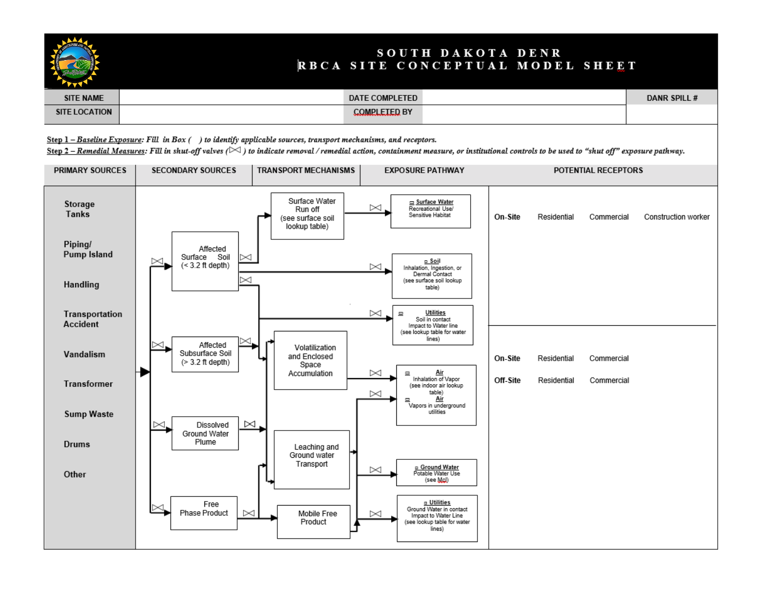# SOUTH DAKOTA DENR
## RBCA SITE CONCEPTUAL MODEL SHEET

| SITE NAME | | DATE COMPLETED | | DANR SPILL # |
|---|---|---|---|---|
| SITE LOCATION | | COMPLETED BY | | |

**Step 1 – *Baseline Exposure*:** *Fill in Box ( ) to identify applicable sources, transport mechanisms, and receptors.*

**Step 2 – *Remedial Measures*:** *Fill in shut-off valves (⋈) to indicate removal / remedial action, containment measure, or institutional controls to be used to "shut off" exposure pathway.*

PRIMARY SOURCES | SECONDARY SOURCES | TRANSPORT MECHANISMS | EXPOSURE PATHWAY | POTENTIAL RECEPTORS

Primary Sources:
- Storage Tanks
- Piping/ Pump Island
- Handling
- Transportation Accident
- Vandalism
- Transformer
- Sump Waste
- Drums
- Other

Secondary Sources:
- Affected Surface Soil (< 3.2 ft depth)
- Affected Subsurface Soil (> 3.2 ft depth)
- Dissolved Ground Water Plume
- Free Phase Product

Transport Mechanisms:
- Surface Water Run off (see surface soil lookup table)
- Volatilization and Enclosed Space Accumulation
- Leaching and Ground water Transport
- Mobile Free Product

Exposure Pathway:
- Surface Water: Recreational Use/ Sensitive Habitat
- Soil: Inhalation, Ingestion, or Dermal Contact (see surface soil lookup table)
- Utilities: Soil in contact Impact to Water line (see lookup table for water lines)
- Air: Inhalation of Vapor (see indoor air lookup table)
- Air: Vapors in underground utilities
- Ground Water: Potable Water Use (see Mcl)
- Utilities: Ground Water in contact Impact to Water Line (see lookup table for water lines)

Potential Receptors:

On-Site: Residential, Commercial, Construction worker

On-Site: Residential, Commercial

Off-Site: Residential, Commercial